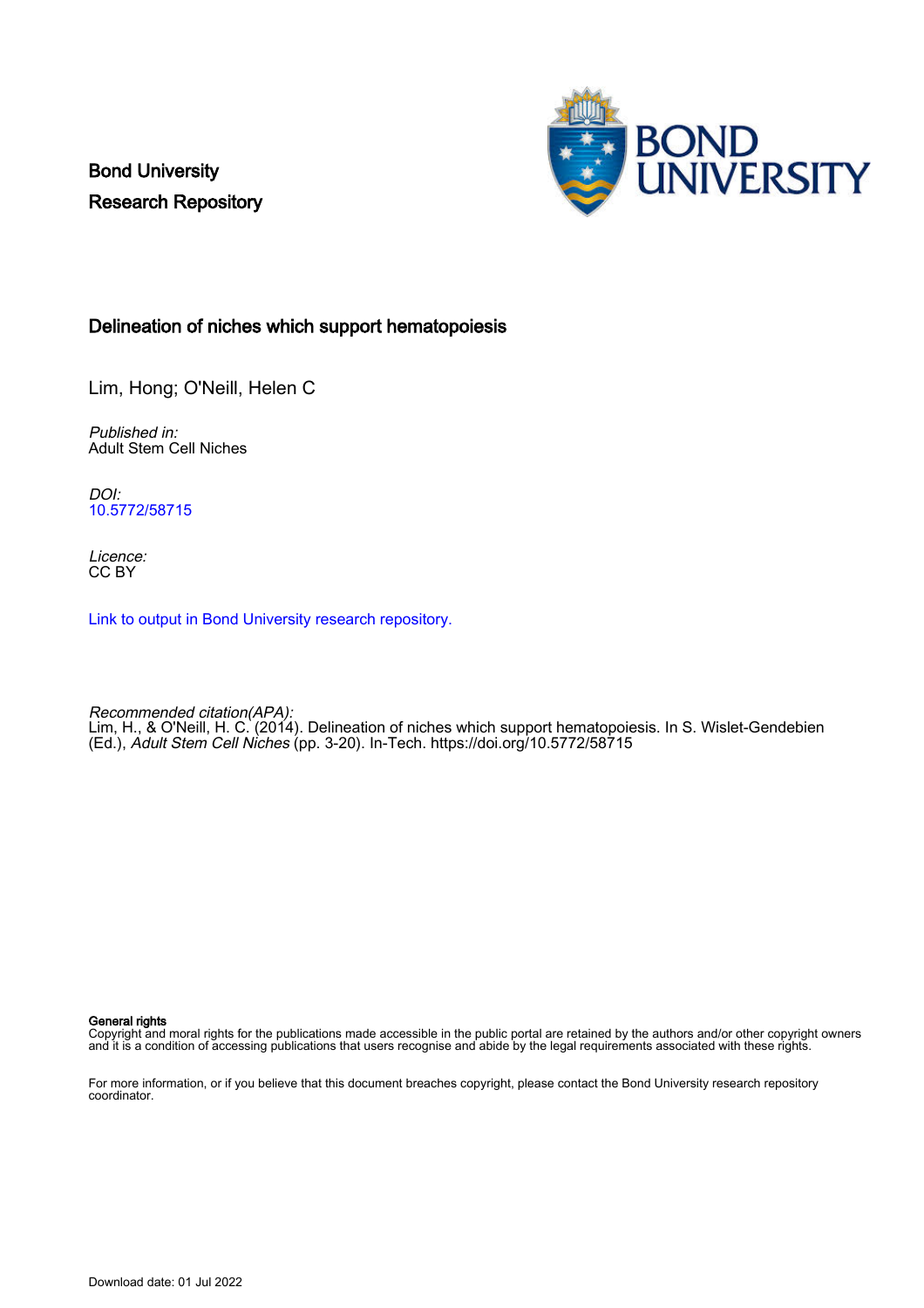Bond University
Research Repository

# Delineation of niches which support hematopoiesis

Lim, Hong; O'Neill, Helen C

*Published in:*
Adult Stem Cell Niches

*DOI:*
10.5772/58715

*Licence:*
CC BY

Link to output in Bond University research repository.

*Recommended citation(APA):*
Lim, H., & O'Neill, H. C. (2014). Delineation of niches which support hematopoiesis. In S. Wislet-Gendebien (Ed.), *Adult Stem Cell Niches* (pp. 3-20). In-Tech. https://doi.org/10.5772/58715

**General rights**
Copyright and moral rights for the publications made accessible in the public portal are retained by the authors and/or other copyright owners and it is a condition of accessing publications that users recognise and abide by the legal requirements associated with these rights.

For more information, or if you believe that this document breaches copyright, please contact the Bond University research repository coordinator.

Download date: 01 Jul 2022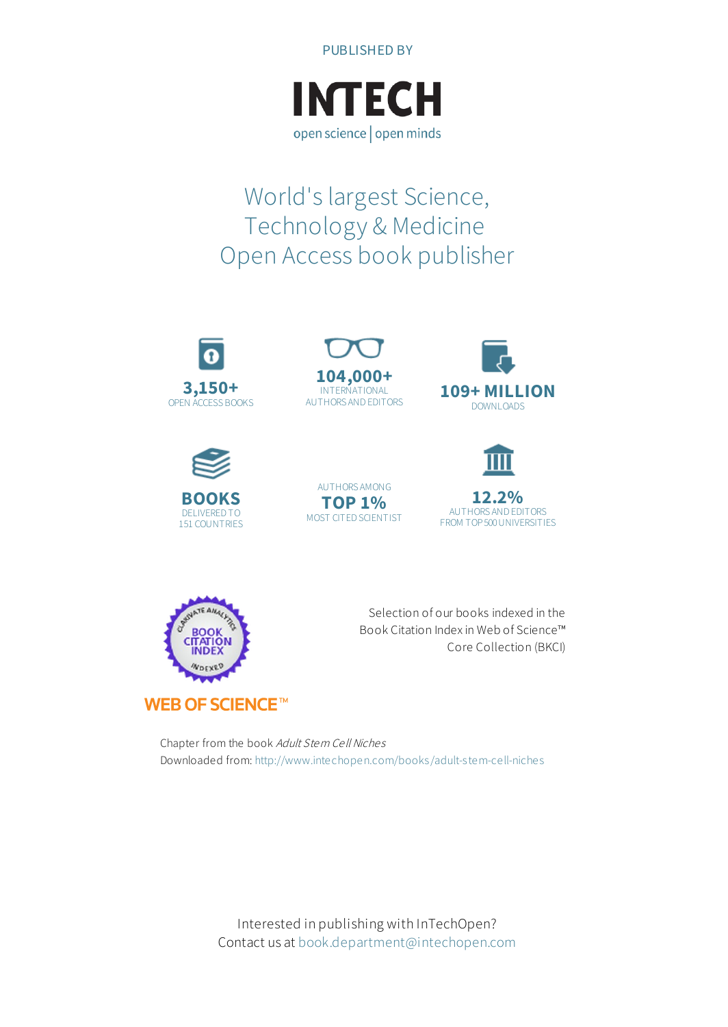PUBLISHED BY

# INTECH

open science | open minds

## World's largest Science, Technology & Medicine Open Access book publisher

**3,150+**
OPEN ACCESS BOOKS

**104,000+**
INTERNATIONAL AUTHORS AND EDITORS

**109+ MILLION**
DOWNLOADS

**BOOKS**
DELIVERED TO 151 COUNTRIES

AUTHORS AMONG
**TOP 1%**
MOST CITED SCIENTIST

**12.2%**
AUTHORS AND EDITORS FROM TOP 500 UNIVERSITIES

CLARIVATE ANALYTICS BOOK CITATION INDEX INDEXED

WEB OF SCIENCE™

Selection of our books indexed in the Book Citation Index in Web of Science™ Core Collection (BKCI)

Chapter from the book *Adult Stem Cell Niches*
Downloaded from: http://www.intechopen.com/books/adult-stem-cell-niches

Interested in publishing with InTechOpen?
Contact us at book.department@intechopen.com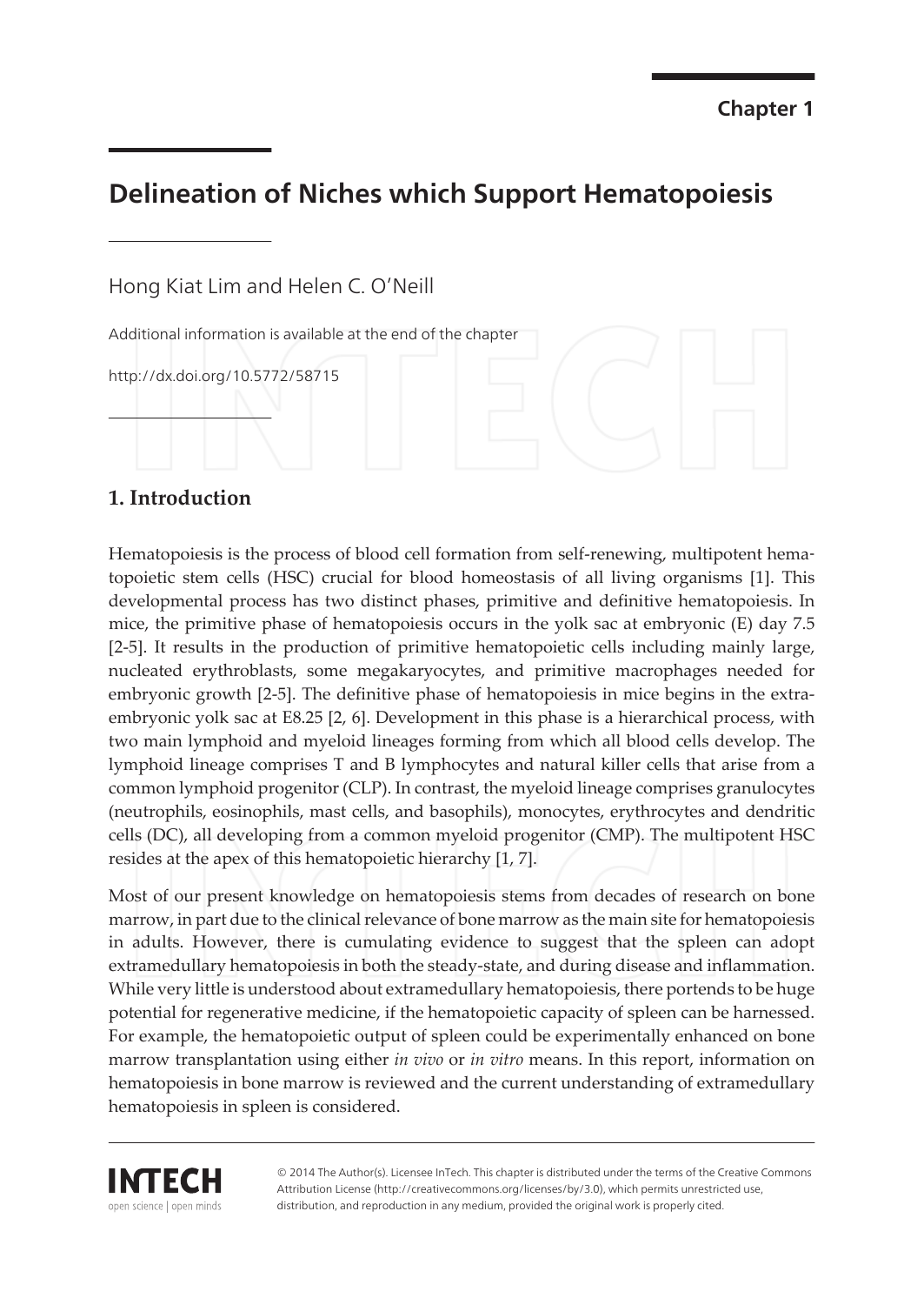Chapter 1

# Delineation of Niches which Support Hematopoiesis

Hong Kiat Lim and Helen C. O'Neill

Additional information is available at the end of the chapter

http://dx.doi.org/10.5772/58715

## 1. Introduction

Hematopoiesis is the process of blood cell formation from self-renewing, multipotent hematopoietic stem cells (HSC) crucial for blood homeostasis of all living organisms [1]. This developmental process has two distinct phases, primitive and definitive hematopoiesis. In mice, the primitive phase of hematopoiesis occurs in the yolk sac at embryonic (E) day 7.5 [2-5]. It results in the production of primitive hematopoietic cells including mainly large, nucleated erythroblasts, some megakaryocytes, and primitive macrophages needed for embryonic growth [2-5]. The definitive phase of hematopoiesis in mice begins in the extra-embryonic yolk sac at E8.25 [2, 6]. Development in this phase is a hierarchical process, with two main lymphoid and myeloid lineages forming from which all blood cells develop. The lymphoid lineage comprises T and B lymphocytes and natural killer cells that arise from a common lymphoid progenitor (CLP). In contrast, the myeloid lineage comprises granulocytes (neutrophils, eosinophils, mast cells, and basophils), monocytes, erythrocytes and dendritic cells (DC), all developing from a common myeloid progenitor (CMP). The multipotent HSC resides at the apex of this hematopoietic hierarchy [1, 7].

Most of our present knowledge on hematopoiesis stems from decades of research on bone marrow, in part due to the clinical relevance of bone marrow as the main site for hematopoiesis in adults. However, there is cumulating evidence to suggest that the spleen can adopt extramedullary hematopoiesis in both the steady-state, and during disease and inflammation. While very little is understood about extramedullary hematopoiesis, there portends to be huge potential for regenerative medicine, if the hematopoietic capacity of spleen can be harnessed. For example, the hematopoietic output of spleen could be experimentally enhanced on bone marrow transplantation using either *in vivo* or *in vitro* means. In this report, information on hematopoiesis in bone marrow is reviewed and the current understanding of extramedullary hematopoiesis in spleen is considered.

© 2014 The Author(s). Licensee InTech. This chapter is distributed under the terms of the Creative Commons Attribution License (http://creativecommons.org/licenses/by/3.0), which permits unrestricted use, distribution, and reproduction in any medium, provided the original work is properly cited.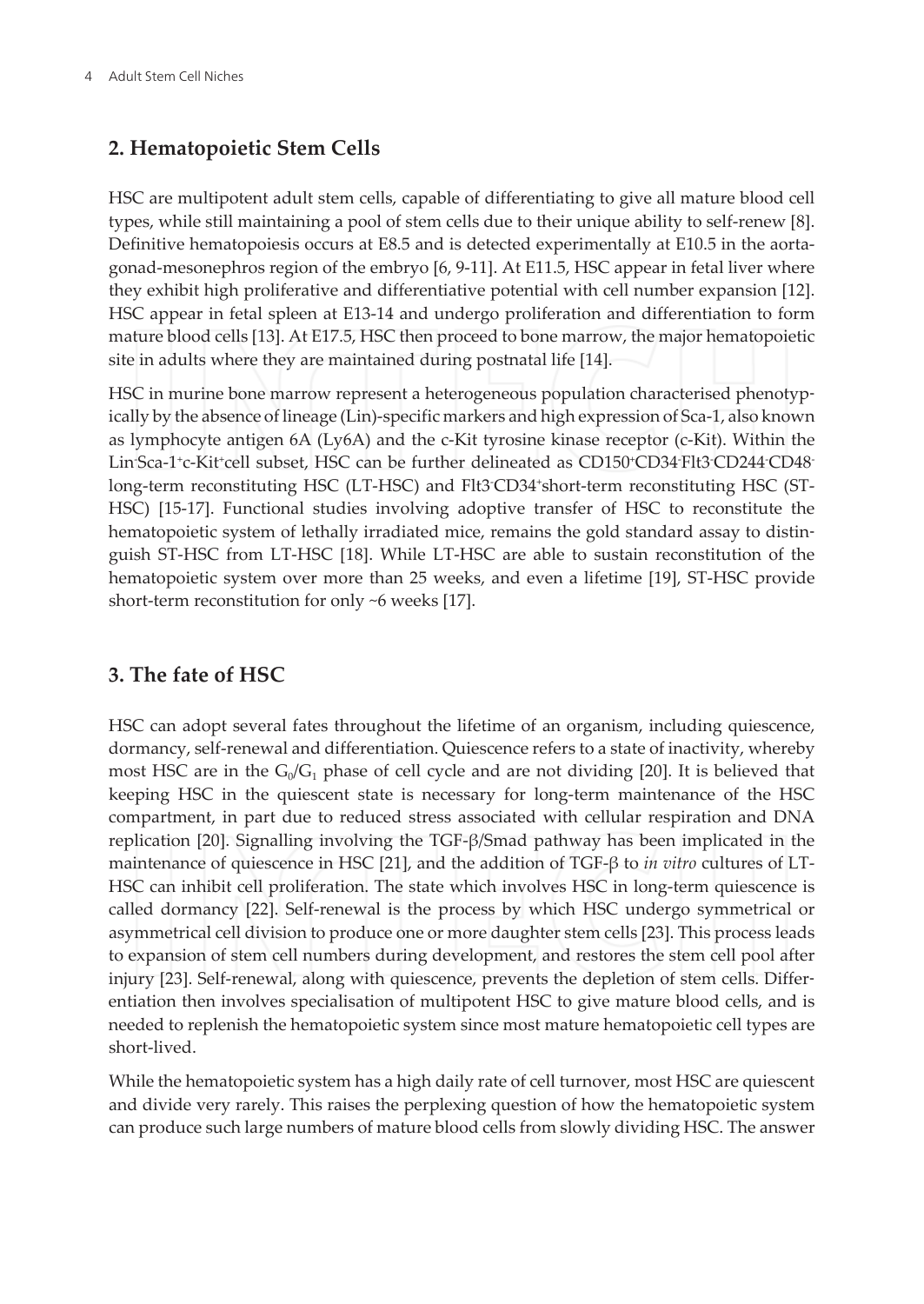## 2. Hematopoietic Stem Cells

HSC are multipotent adult stem cells, capable of differentiating to give all mature blood cell types, while still maintaining a pool of stem cells due to their unique ability to self-renew [8]. Definitive hematopoiesis occurs at E8.5 and is detected experimentally at E10.5 in the aorta-gonad-mesonephros region of the embryo [6, 9-11]. At E11.5, HSC appear in fetal liver where they exhibit high proliferative and differentiative potential with cell number expansion [12]. HSC appear in fetal spleen at E13-14 and undergo proliferation and differentiation to form mature blood cells [13]. At E17.5, HSC then proceed to bone marrow, the major hematopoietic site in adults where they are maintained during postnatal life [14].

HSC in murine bone marrow represent a heterogeneous population characterised phenotypically by the absence of lineage (Lin)-specific markers and high expression of Sca-1, also known as lymphocyte antigen 6A (Ly6A) and the c-Kit tyrosine kinase receptor (c-Kit). Within the $Lin^{-}Sca\text{-}1^{+}c\text{-}Kit^{+}$ cell subset, HSC can be further delineated as $CD150^{+}CD34^{-}Flt3^{-}CD244^{-}CD48^{-}$ long-term reconstituting HSC (LT-HSC) and $Flt3^{-}CD34^{+}$ short-term reconstituting HSC (ST-HSC) [15-17]. Functional studies involving adoptive transfer of HSC to reconstitute the hematopoietic system of lethally irradiated mice, remains the gold standard assay to distinguish ST-HSC from LT-HSC [18]. While LT-HSC are able to sustain reconstitution of the hematopoietic system over more than 25 weeks, and even a lifetime [19], ST-HSC provide short-term reconstitution for only ~6 weeks [17].

## 3. The fate of HSC

HSC can adopt several fates throughout the lifetime of an organism, including quiescence, dormancy, self-renewal and differentiation. Quiescence refers to a state of inactivity, whereby most HSC are in the $G_0/G_1$ phase of cell cycle and are not dividing [20]. It is believed that keeping HSC in the quiescent state is necessary for long-term maintenance of the HSC compartment, in part due to reduced stress associated with cellular respiration and DNA replication [20]. Signalling involving the TGF-β/Smad pathway has been implicated in the maintenance of quiescence in HSC [21], and the addition of TGF-β to *in vitro* cultures of LT-HSC can inhibit cell proliferation. The state which involves HSC in long-term quiescence is called dormancy [22]. Self-renewal is the process by which HSC undergo symmetrical or asymmetrical cell division to produce one or more daughter stem cells [23]. This process leads to expansion of stem cell numbers during development, and restores the stem cell pool after injury [23]. Self-renewal, along with quiescence, prevents the depletion of stem cells. Differentiation then involves specialisation of multipotent HSC to give mature blood cells, and is needed to replenish the hematopoietic system since most mature hematopoietic cell types are short-lived.

While the hematopoietic system has a high daily rate of cell turnover, most HSC are quiescent and divide very rarely. This raises the perplexing question of how the hematopoietic system can produce such large numbers of mature blood cells from slowly dividing HSC. The answer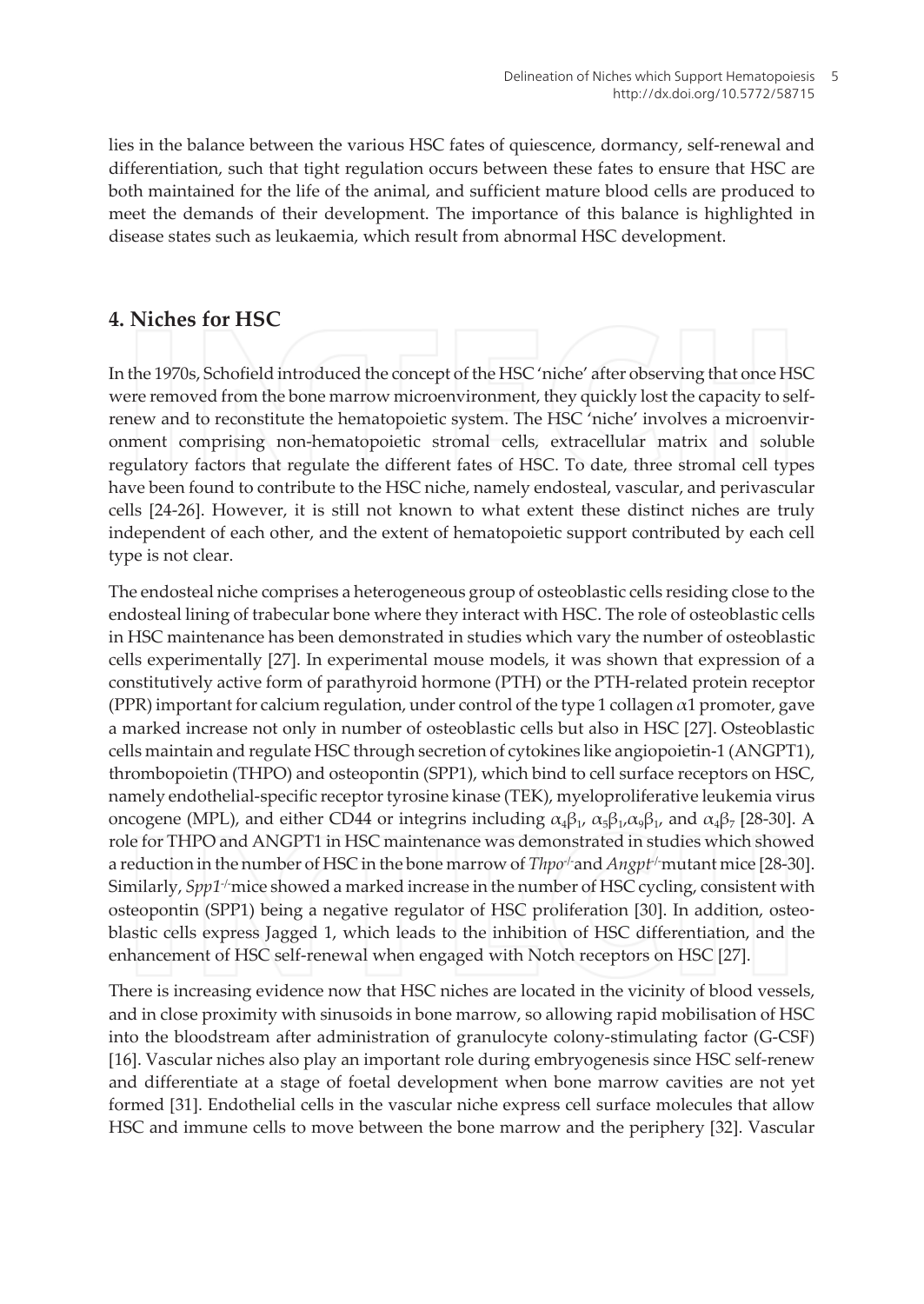lies in the balance between the various HSC fates of quiescence, dormancy, self-renewal and differentiation, such that tight regulation occurs between these fates to ensure that HSC are both maintained for the life of the animal, and sufficient mature blood cells are produced to meet the demands of their development. The importance of this balance is highlighted in disease states such as leukaemia, which result from abnormal HSC development.

## 4. Niches for HSC

In the 1970s, Schofield introduced the concept of the HSC 'niche' after observing that once HSC were removed from the bone marrow microenvironment, they quickly lost the capacity to self-renew and to reconstitute the hematopoietic system. The HSC 'niche' involves a microenvironment comprising non-hematopoietic stromal cells, extracellular matrix and soluble regulatory factors that regulate the different fates of HSC. To date, three stromal cell types have been found to contribute to the HSC niche, namely endosteal, vascular, and perivascular cells [24-26]. However, it is still not known to what extent these distinct niches are truly independent of each other, and the extent of hematopoietic support contributed by each cell type is not clear.

The endosteal niche comprises a heterogeneous group of osteoblastic cells residing close to the endosteal lining of trabecular bone where they interact with HSC. The role of osteoblastic cells in HSC maintenance has been demonstrated in studies which vary the number of osteoblastic cells experimentally [27]. In experimental mouse models, it was shown that expression of a constitutively active form of parathyroid hormone (PTH) or the PTH-related protein receptor (PPR) important for calcium regulation, under control of the type 1 collagen $\alpha$1 promoter, gave a marked increase not only in number of osteoblastic cells but also in HSC [27]. Osteoblastic cells maintain and regulate HSC through secretion of cytokines like angiopoietin-1 (ANGPT1), thrombopoietin (THPO) and osteopontin (SPP1), which bind to cell surface receptors on HSC, namely endothelial-specific receptor tyrosine kinase (TEK), myeloproliferative leukemia virus oncogene (MPL), and either CD44 or integrins including $\alpha_4\beta_1$, $\alpha_5\beta_1$,$\alpha_9\beta_1$, and $\alpha_4\beta_7$ [28-30]. A role for THPO and ANGPT1 in HSC maintenance was demonstrated in studies which showed a reduction in the number of HSC in the bone marrow of *Thpo*$^{-/-}$and *Angpt*$^{-/-}$mutant mice [28-30]. Similarly, *Spp1*$^{-/-}$mice showed a marked increase in the number of HSC cycling, consistent with osteopontin (SPP1) being a negative regulator of HSC proliferation [30]. In addition, osteoblastic cells express Jagged 1, which leads to the inhibition of HSC differentiation, and the enhancement of HSC self-renewal when engaged with Notch receptors on HSC [27].

There is increasing evidence now that HSC niches are located in the vicinity of blood vessels, and in close proximity with sinusoids in bone marrow, so allowing rapid mobilisation of HSC into the bloodstream after administration of granulocyte colony-stimulating factor (G-CSF) [16]. Vascular niches also play an important role during embryogenesis since HSC self-renew and differentiate at a stage of foetal development when bone marrow cavities are not yet formed [31]. Endothelial cells in the vascular niche express cell surface molecules that allow HSC and immune cells to move between the bone marrow and the periphery [32]. Vascular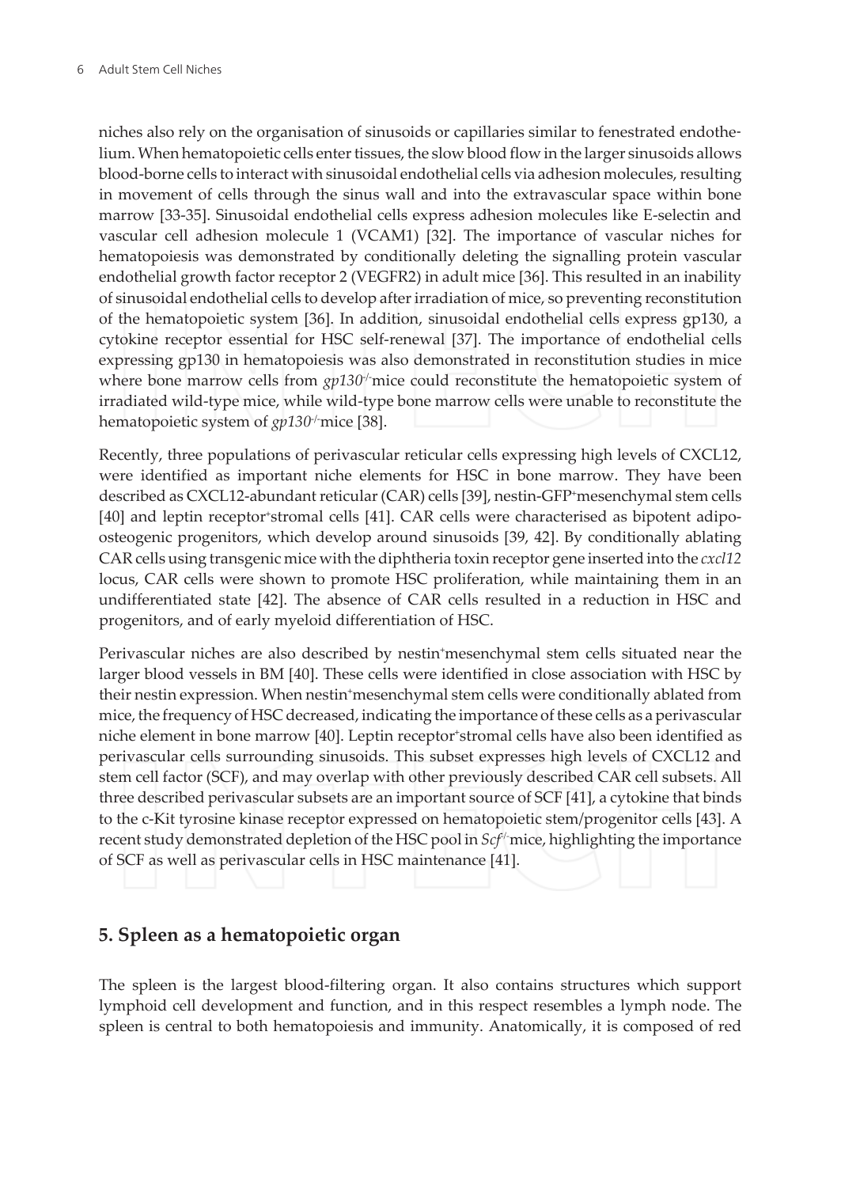niches also rely on the organisation of sinusoids or capillaries similar to fenestrated endothelium. When hematopoietic cells enter tissues, the slow blood flow in the larger sinusoids allows blood-borne cells to interact with sinusoidal endothelial cells via adhesion molecules, resulting in movement of cells through the sinus wall and into the extravascular space within bone marrow [33-35]. Sinusoidal endothelial cells express adhesion molecules like E-selectin and vascular cell adhesion molecule 1 (VCAM1) [32]. The importance of vascular niches for hematopoiesis was demonstrated by conditionally deleting the signalling protein vascular endothelial growth factor receptor 2 (VEGFR2) in adult mice [36]. This resulted in an inability of sinusoidal endothelial cells to develop after irradiation of mice, so preventing reconstitution of the hematopoietic system [36]. In addition, sinusoidal endothelial cells express gp130, a cytokine receptor essential for HSC self-renewal [37]. The importance of endothelial cells expressing gp130 in hematopoiesis was also demonstrated in reconstitution studies in mice where bone marrow cells from *gp130*$^{-/-}$mice could reconstitute the hematopoietic system of irradiated wild-type mice, while wild-type bone marrow cells were unable to reconstitute the hematopoietic system of *gp130*$^{-/-}$mice [38].

Recently, three populations of perivascular reticular cells expressing high levels of CXCL12, were identified as important niche elements for HSC in bone marrow. They have been described as CXCL12-abundant reticular (CAR) cells [39], nestin-GFP$^{+}$mesenchymal stem cells [40] and leptin receptor$^{+}$stromal cells [41]. CAR cells were characterised as bipotent adipo-osteogenic progenitors, which develop around sinusoids [39, 42]. By conditionally ablating CAR cells using transgenic mice with the diphtheria toxin receptor gene inserted into the *cxcl12* locus, CAR cells were shown to promote HSC proliferation, while maintaining them in an undifferentiated state [42]. The absence of CAR cells resulted in a reduction in HSC and progenitors, and of early myeloid differentiation of HSC.

Perivascular niches are also described by nestin$^{+}$mesenchymal stem cells situated near the larger blood vessels in BM [40]. These cells were identified in close association with HSC by their nestin expression. When nestin$^{+}$mesenchymal stem cells were conditionally ablated from mice, the frequency of HSC decreased, indicating the importance of these cells as a perivascular niche element in bone marrow [40]. Leptin receptor$^{+}$stromal cells have also been identified as perivascular cells surrounding sinusoids. This subset expresses high levels of CXCL12 and stem cell factor (SCF), and may overlap with other previously described CAR cell subsets. All three described perivascular subsets are an important source of SCF [41], a cytokine that binds to the c-Kit tyrosine kinase receptor expressed on hematopoietic stem/progenitor cells [43]. A recent study demonstrated depletion of the HSC pool in *Scf*$^{-/-}$mice, highlighting the importance of SCF as well as perivascular cells in HSC maintenance [41].

## 5. Spleen as a hematopoietic organ

The spleen is the largest blood-filtering organ. It also contains structures which support lymphoid cell development and function, and in this respect resembles a lymph node. The spleen is central to both hematopoiesis and immunity. Anatomically, it is composed of red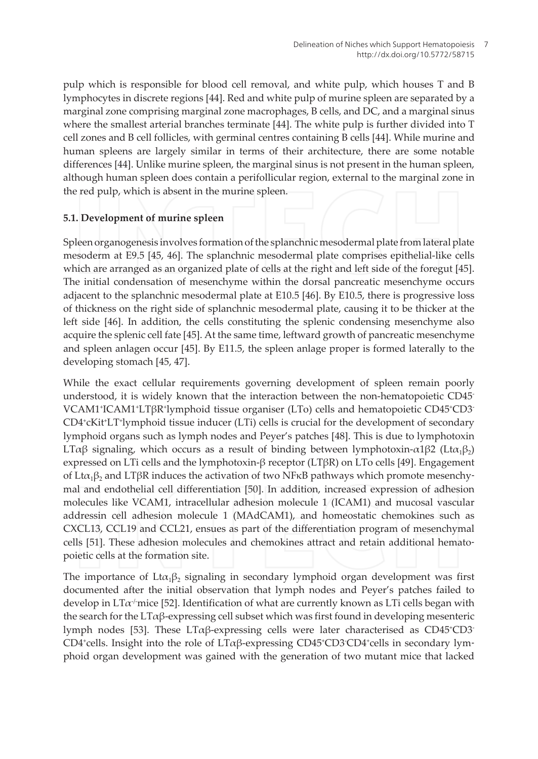pulp which is responsible for blood cell removal, and white pulp, which houses T and B lymphocytes in discrete regions [44]. Red and white pulp of murine spleen are separated by a marginal zone comprising marginal zone macrophages, B cells, and DC, and a marginal sinus where the smallest arterial branches terminate [44]. The white pulp is further divided into T cell zones and B cell follicles, with germinal centres containing B cells [44]. While murine and human spleens are largely similar in terms of their architecture, there are some notable differences [44]. Unlike murine spleen, the marginal sinus is not present in the human spleen, although human spleen does contain a perifollicular region, external to the marginal zone in the red pulp, which is absent in the murine spleen.

### 5.1. Development of murine spleen

Spleen organogenesis involves formation of the splanchnic mesodermal plate from lateral plate mesoderm at E9.5 [45, 46]. The splanchnic mesodermal plate comprises epithelial-like cells which are arranged as an organized plate of cells at the right and left side of the foregut [45]. The initial condensation of mesenchyme within the dorsal pancreatic mesenchyme occurs adjacent to the splanchnic mesodermal plate at E10.5 [46]. By E10.5, there is progressive loss of thickness on the right side of splanchnic mesodermal plate, causing it to be thicker at the left side [46]. In addition, the cells constituting the splenic condensing mesenchyme also acquire the splenic cell fate [45]. At the same time, leftward growth of pancreatic mesenchyme and spleen anlagen occur [45]. By E11.5, the spleen anlage proper is formed laterally to the developing stomach [45, 47].

While the exact cellular requirements governing development of spleen remain poorly understood, it is widely known that the interaction between the non-hematopoietic CD45$^-$VCAM1$^+$ICAM1$^+$LTβR$^+$lymphoid tissue organiser (LTo) cells and hematopoietic CD45$^+$CD3$^-$CD4$^+$cKit$^+$LT$^+$lymphoid tissue inducer (LTi) cells is crucial for the development of secondary lymphoid organs such as lymph nodes and Peyer's patches [48]. This is due to lymphotoxin LTαβ signaling, which occurs as a result of binding between lymphotoxin-α1β2 ($Lt\alpha_1\beta_2$) expressed on LTi cells and the lymphotoxin-β receptor (LTβR) on LTo cells [49]. Engagement of $Lt\alpha_1\beta_2$ and LTβR induces the activation of two NFκB pathways which promote mesenchymal and endothelial cell differentiation [50]. In addition, increased expression of adhesion molecules like VCAM1, intracellular adhesion molecule 1 (ICAM1) and mucosal vascular addressin cell adhesion molecule 1 (MAdCAM1), and homeostatic chemokines such as CXCL13, CCL19 and CCL21, ensues as part of the differentiation program of mesenchymal cells [51]. These adhesion molecules and chemokines attract and retain additional hematopoietic cells at the formation site.

The importance of $Lt\alpha_1\beta_2$ signaling in secondary lymphoid organ development was first documented after the initial observation that lymph nodes and Peyer's patches failed to develop in LTα$^{-/-}$mice [52]. Identification of what are currently known as LTi cells began with the search for the LTαβ-expressing cell subset which was first found in developing mesenteric lymph nodes [53]. These LTαβ-expressing cells were later characterised as CD45$^+$CD3$^-$CD4$^+$cells. Insight into the role of LTαβ-expressing CD45$^+$CD3$^-$CD4$^+$cells in secondary lymphoid organ development was gained with the generation of two mutant mice that lacked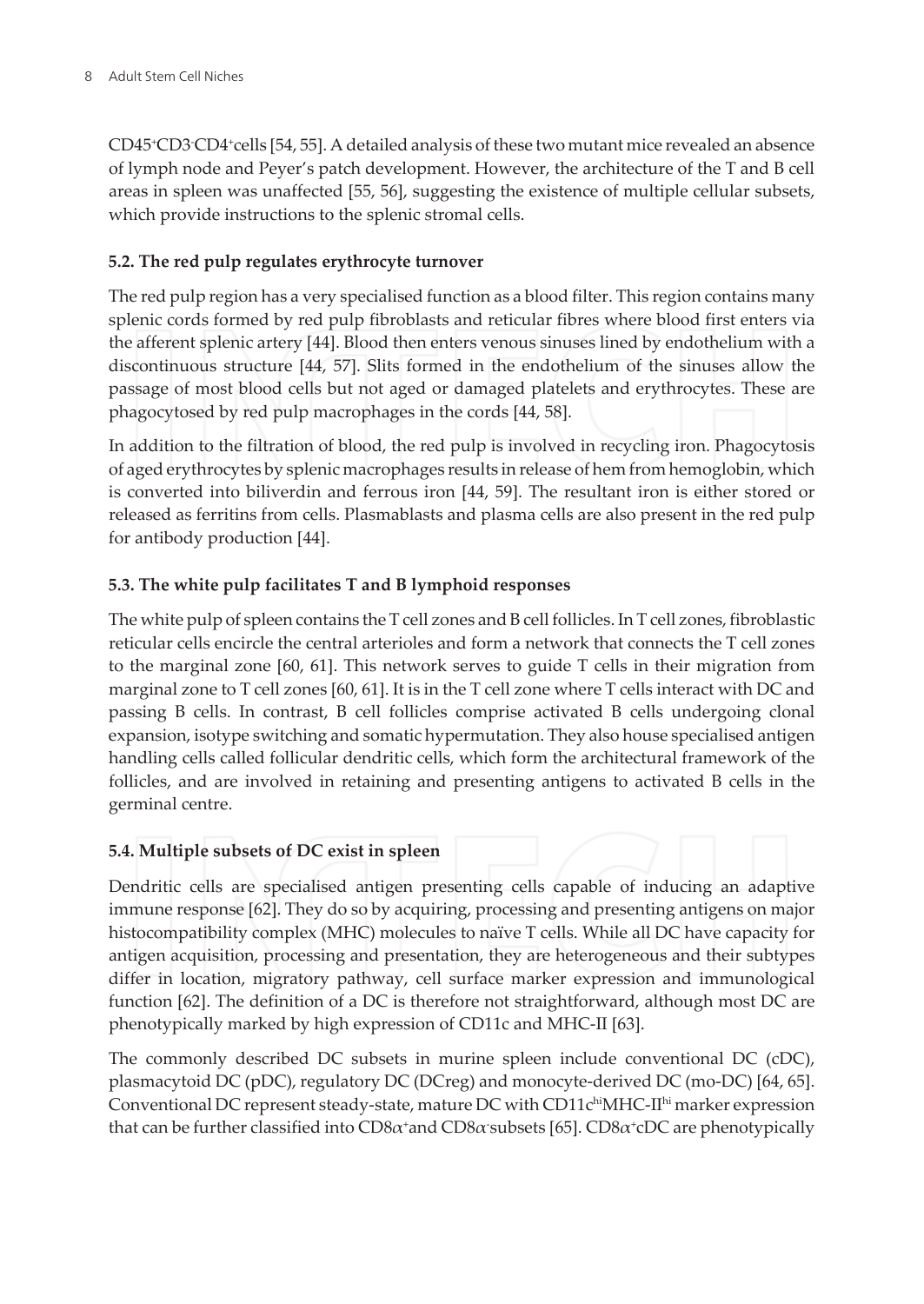$CD45^{+}CD3^{-}CD4^{+}$cells [54, 55]. A detailed analysis of these two mutant mice revealed an absence of lymph node and Peyer's patch development. However, the architecture of the T and B cell areas in spleen was unaffected [55, 56], suggesting the existence of multiple cellular subsets, which provide instructions to the splenic stromal cells.

### 5.2. The red pulp regulates erythrocyte turnover

The red pulp region has a very specialised function as a blood filter. This region contains many splenic cords formed by red pulp fibroblasts and reticular fibres where blood first enters via the afferent splenic artery [44]. Blood then enters venous sinuses lined by endothelium with a discontinuous structure [44, 57]. Slits formed in the endothelium of the sinuses allow the passage of most blood cells but not aged or damaged platelets and erythrocytes. These are phagocytosed by red pulp macrophages in the cords [44, 58].

In addition to the filtration of blood, the red pulp is involved in recycling iron. Phagocytosis of aged erythrocytes by splenic macrophages results in release of hem from hemoglobin, which is converted into biliverdin and ferrous iron [44, 59]. The resultant iron is either stored or released as ferritins from cells. Plasmablasts and plasma cells are also present in the red pulp for antibody production [44].

### 5.3. The white pulp facilitates T and B lymphoid responses

The white pulp of spleen contains the T cell zones and B cell follicles. In T cell zones, fibroblastic reticular cells encircle the central arterioles and form a network that connects the T cell zones to the marginal zone [60, 61]. This network serves to guide T cells in their migration from marginal zone to T cell zones [60, 61]. It is in the T cell zone where T cells interact with DC and passing B cells. In contrast, B cell follicles comprise activated B cells undergoing clonal expansion, isotype switching and somatic hypermutation. They also house specialised antigen handling cells called follicular dendritic cells, which form the architectural framework of the follicles, and are involved in retaining and presenting antigens to activated B cells in the germinal centre.

### 5.4. Multiple subsets of DC exist in spleen

Dendritic cells are specialised antigen presenting cells capable of inducing an adaptive immune response [62]. They do so by acquiring, processing and presenting antigens on major histocompatibility complex (MHC) molecules to naïve T cells. While all DC have capacity for antigen acquisition, processing and presentation, they are heterogeneous and their subtypes differ in location, migratory pathway, cell surface marker expression and immunological function [62]. The definition of a DC is therefore not straightforward, although most DC are phenotypically marked by high expression of CD11c and MHC-II [63].

The commonly described DC subsets in murine spleen include conventional DC (cDC), plasmacytoid DC (pDC), regulatory DC (DCreg) and monocyte-derived DC (mo-DC) [64, 65]. Conventional DC represent steady-state, mature DC with $CD11c^{hi}MHC\text{-}II^{hi}$ marker expression that can be further classified into $CD8\alpha^{+}$and $CD8\alpha^{-}$subsets [65]. $CD8\alpha^{+}$cDC are phenotypically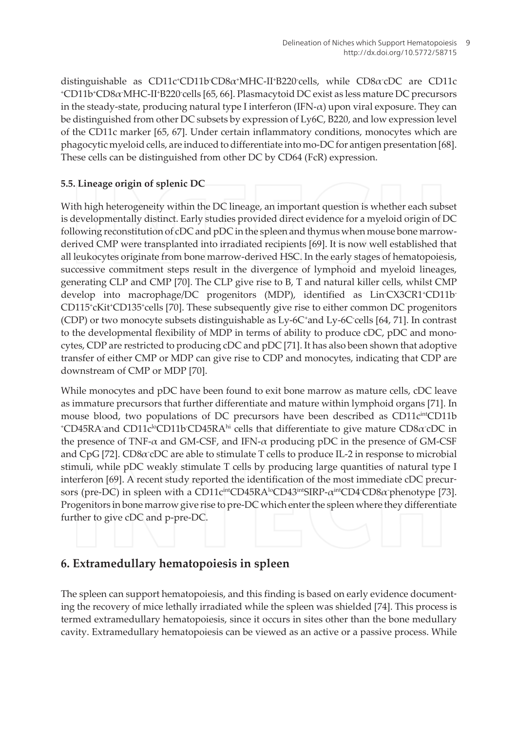distinguishable as CD11c$^+$CD11b$^-$CD8$\alpha^+$MHC-II$^+$B220$^-$cells, while CD8$\alpha^-$cDC are CD11c$^+$CD11b$^+$CD8$\alpha^-$MHC-II$^+$B220$^-$cells [65, 66]. Plasmacytoid DC exist as less mature DC precursors in the steady-state, producing natural type I interferon (IFN-$\alpha$) upon viral exposure. They can be distinguished from other DC subsets by expression of Ly6C, B220, and low expression level of the CD11c marker [65, 67]. Under certain inflammatory conditions, monocytes which are phagocytic myeloid cells, are induced to differentiate into mo-DC for antigen presentation [68]. These cells can be distinguished from other DC by CD64 (FcR) expression.

### 5.5. Lineage origin of splenic DC

With high heterogeneity within the DC lineage, an important question is whether each subset is developmentally distinct. Early studies provided direct evidence for a myeloid origin of DC following reconstitution of cDC and pDC in the spleen and thymus when mouse bone marrow-derived CMP were transplanted into irradiated recipients [69]. It is now well established that all leukocytes originate from bone marrow-derived HSC. In the early stages of hematopoiesis, successive commitment steps result in the divergence of lymphoid and myeloid lineages, generating CLP and CMP [70]. The CLP give rise to B, T and natural killer cells, whilst CMP develop into macrophage/DC progenitors (MDP), identified as Lin$^-$CX3CR1$^+$CD11b$^-$CD115$^+$cKit$^+$CD135$^+$cells [70]. These subsequently give rise to either common DC progenitors (CDP) or two monocyte subsets distinguishable as Ly-6C$^+$and Ly-6C$^-$cells [64, 71]. In contrast to the developmental flexibility of MDP in terms of ability to produce cDC, pDC and monocytes, CDP are restricted to producing cDC and pDC [71]. It has also been shown that adoptive transfer of either CMP or MDP can give rise to CDP and monocytes, indicating that CDP are downstream of CMP or MDP [70].

While monocytes and pDC have been found to exit bone marrow as mature cells, cDC leave as immature precursors that further differentiate and mature within lymphoid organs [71]. In mouse blood, two populations of DC precursors have been described as CD11c$^{int}$CD11b$^+$CD45RA$^-$and CD11c$^{lo}$CD11b$^-$CD45RA$^{hi}$ cells that differentiate to give mature CD8$\alpha^-$cDC in the presence of TNF-$\alpha$ and GM-CSF, and IFN-$\alpha$ producing pDC in the presence of GM-CSF and CpG [72]. CD8$\alpha^-$cDC are able to stimulate T cells to produce IL-2 in response to microbial stimuli, while pDC weakly stimulate T cells by producing large quantities of natural type I interferon [69]. A recent study reported the identification of the most immediate cDC precursors (pre-DC) in spleen with a CD11c$^{int}$CD45RA$^{lo}$CD43$^{int}$SIRP-$\alpha^{int}$CD4$^-$CD8$\alpha^-$phenotype [73]. Progenitors in bone marrow give rise to pre-DC which enter the spleen where they differentiate further to give cDC and p-pre-DC.

## 6. Extramedullary hematopoiesis in spleen

The spleen can support hematopoiesis, and this finding is based on early evidence documenting the recovery of mice lethally irradiated while the spleen was shielded [74]. This process is termed extramedullary hematopoiesis, since it occurs in sites other than the bone medullary cavity. Extramedullary hematopoiesis can be viewed as an active or a passive process. While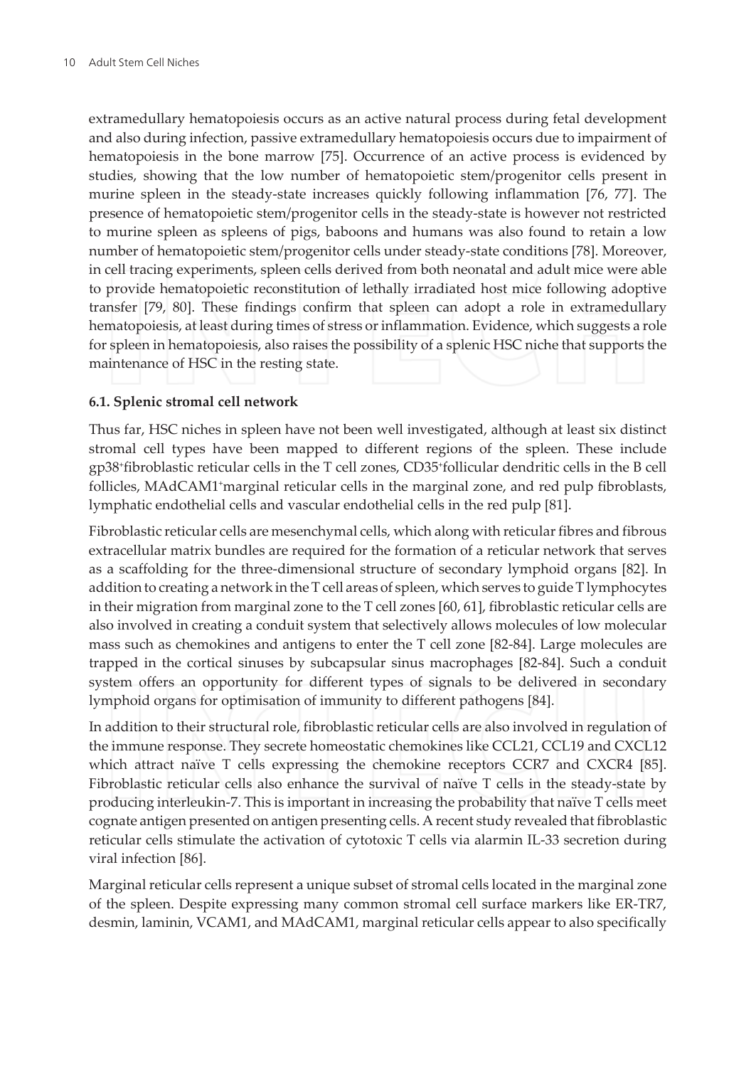extramedullary hematopoiesis occurs as an active natural process during fetal development and also during infection, passive extramedullary hematopoiesis occurs due to impairment of hematopoiesis in the bone marrow [75]. Occurrence of an active process is evidenced by studies, showing that the low number of hematopoietic stem/progenitor cells present in murine spleen in the steady-state increases quickly following inflammation [76, 77]. The presence of hematopoietic stem/progenitor cells in the steady-state is however not restricted to murine spleen as spleens of pigs, baboons and humans was also found to retain a low number of hematopoietic stem/progenitor cells under steady-state conditions [78]. Moreover, in cell tracing experiments, spleen cells derived from both neonatal and adult mice were able to provide hematopoietic reconstitution of lethally irradiated host mice following adoptive transfer [79, 80]. These findings confirm that spleen can adopt a role in extramedullary hematopoiesis, at least during times of stress or inflammation. Evidence, which suggests a role for spleen in hematopoiesis, also raises the possibility of a splenic HSC niche that supports the maintenance of HSC in the resting state.

### 6.1. Splenic stromal cell network

Thus far, HSC niches in spleen have not been well investigated, although at least six distinct stromal cell types have been mapped to different regions of the spleen. These include gp38$^+$fibroblastic reticular cells in the T cell zones, CD35$^+$follicular dendritic cells in the B cell follicles, MAdCAM1$^+$marginal reticular cells in the marginal zone, and red pulp fibroblasts, lymphatic endothelial cells and vascular endothelial cells in the red pulp [81].

Fibroblastic reticular cells are mesenchymal cells, which along with reticular fibres and fibrous extracellular matrix bundles are required for the formation of a reticular network that serves as a scaffolding for the three-dimensional structure of secondary lymphoid organs [82]. In addition to creating a network in the T cell areas of spleen, which serves to guide T lymphocytes in their migration from marginal zone to the T cell zones [60, 61], fibroblastic reticular cells are also involved in creating a conduit system that selectively allows molecules of low molecular mass such as chemokines and antigens to enter the T cell zone [82-84]. Large molecules are trapped in the cortical sinuses by subcapsular sinus macrophages [82-84]. Such a conduit system offers an opportunity for different types of signals to be delivered in secondary lymphoid organs for optimisation of immunity to different pathogens [84].

In addition to their structural role, fibroblastic reticular cells are also involved in regulation of the immune response. They secrete homeostatic chemokines like CCL21, CCL19 and CXCL12 which attract naïve T cells expressing the chemokine receptors CCR7 and CXCR4 [85]. Fibroblastic reticular cells also enhance the survival of naïve T cells in the steady-state by producing interleukin-7. This is important in increasing the probability that naïve T cells meet cognate antigen presented on antigen presenting cells. A recent study revealed that fibroblastic reticular cells stimulate the activation of cytotoxic T cells via alarmin IL-33 secretion during viral infection [86].

Marginal reticular cells represent a unique subset of stromal cells located in the marginal zone of the spleen. Despite expressing many common stromal cell surface markers like ER-TR7, desmin, laminin, VCAM1, and MAdCAM1, marginal reticular cells appear to also specifically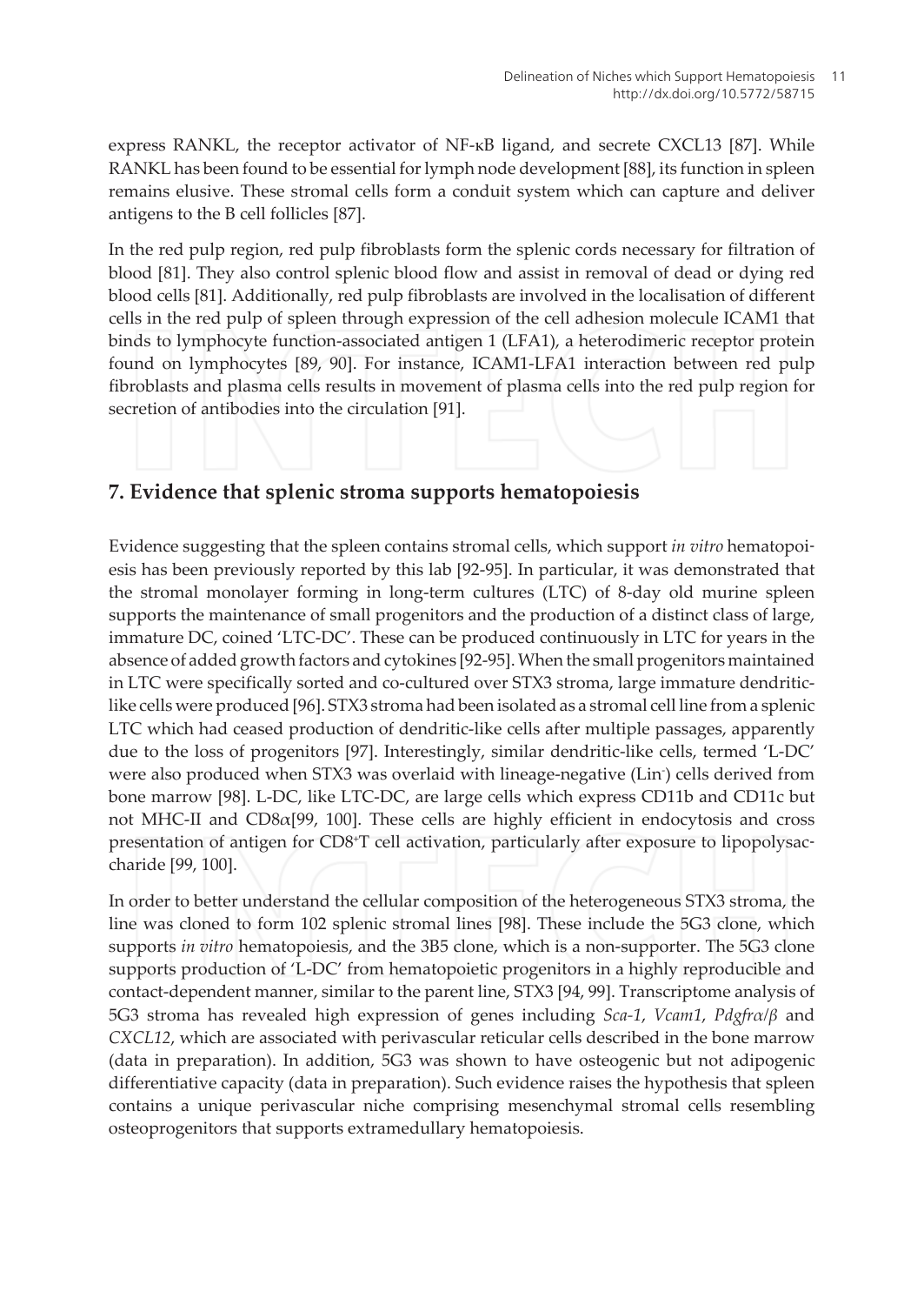express RANKL, the receptor activator of NF-κB ligand, and secrete CXCL13 [87]. While RANKL has been found to be essential for lymph node development [88], its function in spleen remains elusive. These stromal cells form a conduit system which can capture and deliver antigens to the B cell follicles [87].

In the red pulp region, red pulp fibroblasts form the splenic cords necessary for filtration of blood [81]. They also control splenic blood flow and assist in removal of dead or dying red blood cells [81]. Additionally, red pulp fibroblasts are involved in the localisation of different cells in the red pulp of spleen through expression of the cell adhesion molecule ICAM1 that binds to lymphocyte function-associated antigen 1 (LFA1), a heterodimeric receptor protein found on lymphocytes [89, 90]. For instance, ICAM1-LFA1 interaction between red pulp fibroblasts and plasma cells results in movement of plasma cells into the red pulp region for secretion of antibodies into the circulation [91].

## 7. Evidence that splenic stroma supports hematopoiesis

Evidence suggesting that the spleen contains stromal cells, which support *in vitro* hematopoiesis has been previously reported by this lab [92-95]. In particular, it was demonstrated that the stromal monolayer forming in long-term cultures (LTC) of 8-day old murine spleen supports the maintenance of small progenitors and the production of a distinct class of large, immature DC, coined 'LTC-DC'. These can be produced continuously in LTC for years in the absence of added growth factors and cytokines [92-95]. When the small progenitors maintained in LTC were specifically sorted and co-cultured over STX3 stroma, large immature dendritic-like cells were produced [96]. STX3 stroma had been isolated as a stromal cell line from a splenic LTC which had ceased production of dendritic-like cells after multiple passages, apparently due to the loss of progenitors [97]. Interestingly, similar dendritic-like cells, termed 'L-DC' were also produced when STX3 was overlaid with lineage-negative ($Lin^-$) cells derived from bone marrow [98]. L-DC, like LTC-DC, are large cells which express CD11b and CD11c but not MHC-II and CD8$\alpha$[99, 100]. These cells are highly efficient in endocytosis and cross presentation of antigen for $CD8^+$T cell activation, particularly after exposure to lipopolysaccharide [99, 100].

In order to better understand the cellular composition of the heterogeneous STX3 stroma, the line was cloned to form 102 splenic stromal lines [98]. These include the 5G3 clone, which supports *in vitro* hematopoiesis, and the 3B5 clone, which is a non-supporter. The 5G3 clone supports production of 'L-DC' from hematopoietic progenitors in a highly reproducible and contact-dependent manner, similar to the parent line, STX3 [94, 99]. Transcriptome analysis of 5G3 stroma has revealed high expression of genes including *Sca-1*, *Vcam1*, *Pdgfrα/β* and *CXCL12*, which are associated with perivascular reticular cells described in the bone marrow (data in preparation). In addition, 5G3 was shown to have osteogenic but not adipogenic differentiative capacity (data in preparation). Such evidence raises the hypothesis that spleen contains a unique perivascular niche comprising mesenchymal stromal cells resembling osteoprogenitors that supports extramedullary hematopoiesis.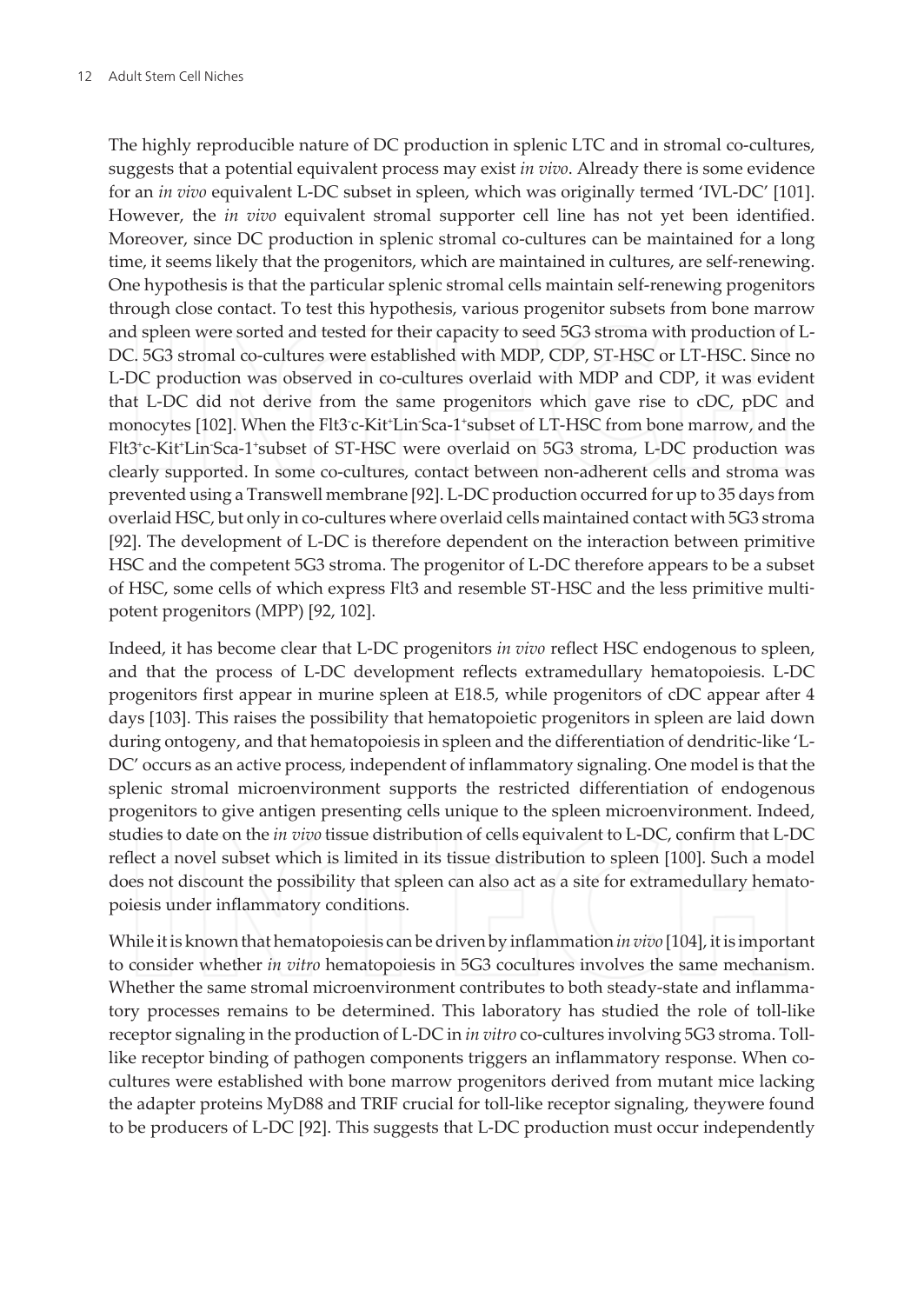The highly reproducible nature of DC production in splenic LTC and in stromal co-cultures, suggests that a potential equivalent process may exist *in vivo*. Already there is some evidence for an *in vivo* equivalent L-DC subset in spleen, which was originally termed 'IVL-DC' [101]. However, the *in vivo* equivalent stromal supporter cell line has not yet been identified. Moreover, since DC production in splenic stromal co-cultures can be maintained for a long time, it seems likely that the progenitors, which are maintained in cultures, are self-renewing. One hypothesis is that the particular splenic stromal cells maintain self-renewing progenitors through close contact. To test this hypothesis, various progenitor subsets from bone marrow and spleen were sorted and tested for their capacity to seed 5G3 stroma with production of L-DC. 5G3 stromal co-cultures were established with MDP, CDP, ST-HSC or LT-HSC. Since no L-DC production was observed in co-cultures overlaid with MDP and CDP, it was evident that L-DC did not derive from the same progenitors which gave rise to cDC, pDC and monocytes [102]. When the $Flt3^-c\text{-}Kit^+Lin^-Sca\text{-}1^+$subset of LT-HSC from bone marrow, and the $Flt3^+c\text{-}Kit^+Lin^-Sca\text{-}1^+$subset of ST-HSC were overlaid on 5G3 stroma, L-DC production was clearly supported. In some co-cultures, contact between non-adherent cells and stroma was prevented using a Transwell membrane [92]. L-DC production occurred for up to 35 days from overlaid HSC, but only in co-cultures where overlaid cells maintained contact with 5G3 stroma [92]. The development of L-DC is therefore dependent on the interaction between primitive HSC and the competent 5G3 stroma. The progenitor of L-DC therefore appears to be a subset of HSC, some cells of which express Flt3 and resemble ST-HSC and the less primitive multi-potent progenitors (MPP) [92, 102].

Indeed, it has become clear that L-DC progenitors *in vivo* reflect HSC endogenous to spleen, and that the process of L-DC development reflects extramedullary hematopoiesis. L-DC progenitors first appear in murine spleen at E18.5, while progenitors of cDC appear after 4 days [103]. This raises the possibility that hematopoietic progenitors in spleen are laid down during ontogeny, and that hematopoiesis in spleen and the differentiation of dendritic-like 'L-DC' occurs as an active process, independent of inflammatory signaling. One model is that the splenic stromal microenvironment supports the restricted differentiation of endogenous progenitors to give antigen presenting cells unique to the spleen microenvironment. Indeed, studies to date on the *in vivo* tissue distribution of cells equivalent to L-DC, confirm that L-DC reflect a novel subset which is limited in its tissue distribution to spleen [100]. Such a model does not discount the possibility that spleen can also act as a site for extramedullary hematopoiesis under inflammatory conditions.

While it is known that hematopoiesis can be driven by inflammation *in vivo* [104], it is important to consider whether *in vitro* hematopoiesis in 5G3 cocultures involves the same mechanism. Whether the same stromal microenvironment contributes to both steady-state and inflammatory processes remains to be determined. This laboratory has studied the role of toll-like receptor signaling in the production of L-DC in *in vitro* co-cultures involving 5G3 stroma. Toll-like receptor binding of pathogen components triggers an inflammatory response. When co-cultures were established with bone marrow progenitors derived from mutant mice lacking the adapter proteins MyD88 and TRIF crucial for toll-like receptor signaling, theywere found to be producers of L-DC [92]. This suggests that L-DC production must occur independently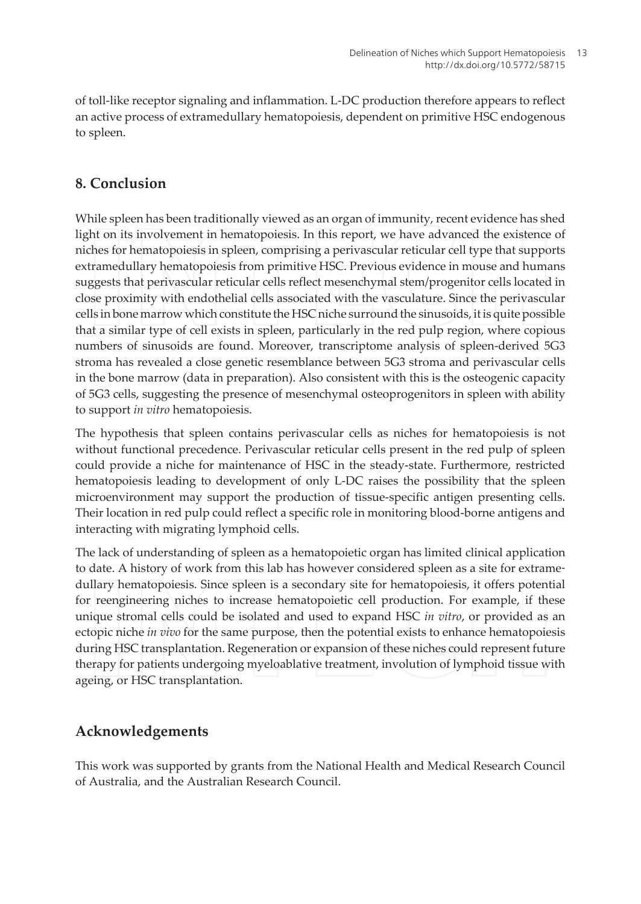of toll-like receptor signaling and inflammation. L-DC production therefore appears to reflect an active process of extramedullary hematopoiesis, dependent on primitive HSC endogenous to spleen.

## 8. Conclusion

While spleen has been traditionally viewed as an organ of immunity, recent evidence has shed light on its involvement in hematopoiesis. In this report, we have advanced the existence of niches for hematopoiesis in spleen, comprising a perivascular reticular cell type that supports extramedullary hematopoiesis from primitive HSC. Previous evidence in mouse and humans suggests that perivascular reticular cells reflect mesenchymal stem/progenitor cells located in close proximity with endothelial cells associated with the vasculature. Since the perivascular cells in bone marrow which constitute the HSC niche surround the sinusoids, it is quite possible that a similar type of cell exists in spleen, particularly in the red pulp region, where copious numbers of sinusoids are found. Moreover, transcriptome analysis of spleen-derived 5G3 stroma has revealed a close genetic resemblance between 5G3 stroma and perivascular cells in the bone marrow (data in preparation). Also consistent with this is the osteogenic capacity of 5G3 cells, suggesting the presence of mesenchymal osteoprogenitors in spleen with ability to support *in vitro* hematopoiesis.

The hypothesis that spleen contains perivascular cells as niches for hematopoiesis is not without functional precedence. Perivascular reticular cells present in the red pulp of spleen could provide a niche for maintenance of HSC in the steady-state. Furthermore, restricted hematopoiesis leading to development of only L-DC raises the possibility that the spleen microenvironment may support the production of tissue-specific antigen presenting cells. Their location in red pulp could reflect a specific role in monitoring blood-borne antigens and interacting with migrating lymphoid cells.

The lack of understanding of spleen as a hematopoietic organ has limited clinical application to date. A history of work from this lab has however considered spleen as a site for extramedullary hematopoiesis. Since spleen is a secondary site for hematopoiesis, it offers potential for reengineering niches to increase hematopoietic cell production. For example, if these unique stromal cells could be isolated and used to expand HSC *in vitro*, or provided as an ectopic niche *in vivo* for the same purpose, then the potential exists to enhance hematopoiesis during HSC transplantation. Regeneration or expansion of these niches could represent future therapy for patients undergoing myeloablative treatment, involution of lymphoid tissue with ageing, or HSC transplantation.

## Acknowledgements

This work was supported by grants from the National Health and Medical Research Council of Australia, and the Australian Research Council.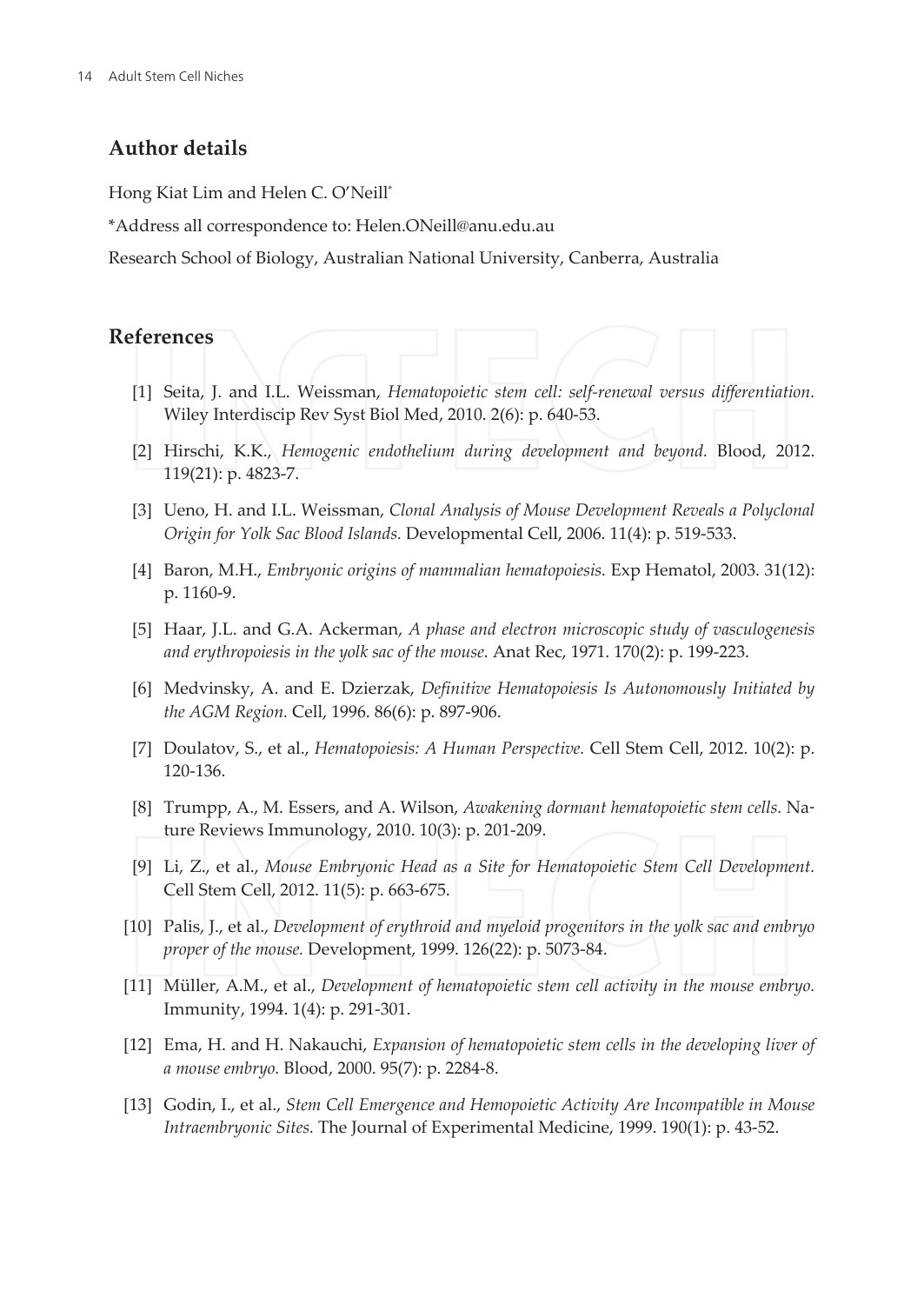## Author details

Hong Kiat Lim and Helen C. O'Neill*

*Address all correspondence to: Helen.ONeill@anu.edu.au

Research School of Biology, Australian National University, Canberra, Australia

## References

[1] Seita, J. and I.L. Weissman, *Hematopoietic stem cell: self-renewal versus differentiation.* Wiley Interdiscip Rev Syst Biol Med, 2010. 2(6): p. 640-53.

[2] Hirschi, K.K., *Hemogenic endothelium during development and beyond.* Blood, 2012. 119(21): p. 4823-7.

[3] Ueno, H. and I.L. Weissman, *Clonal Analysis of Mouse Development Reveals a Polyclonal Origin for Yolk Sac Blood Islands.* Developmental Cell, 2006. 11(4): p. 519-533.

[4] Baron, M.H., *Embryonic origins of mammalian hematopoiesis.* Exp Hematol, 2003. 31(12): p. 1160-9.

[5] Haar, J.L. and G.A. Ackerman, *A phase and electron microscopic study of vasculogenesis and erythropoiesis in the yolk sac of the mouse.* Anat Rec, 1971. 170(2): p. 199-223.

[6] Medvinsky, A. and E. Dzierzak, *Definitive Hematopoiesis Is Autonomously Initiated by the AGM Region.* Cell, 1996. 86(6): p. 897-906.

[7] Doulatov, S., et al., *Hematopoiesis: A Human Perspective.* Cell Stem Cell, 2012. 10(2): p. 120-136.

[8] Trumpp, A., M. Essers, and A. Wilson, *Awakening dormant hematopoietic stem cells.* Nature Reviews Immunology, 2010. 10(3): p. 201-209.

[9] Li, Z., et al., *Mouse Embryonic Head as a Site for Hematopoietic Stem Cell Development.* Cell Stem Cell, 2012. 11(5): p. 663-675.

[10] Palis, J., et al., *Development of erythroid and myeloid progenitors in the yolk sac and embryo proper of the mouse.* Development, 1999. 126(22): p. 5073-84.

[11] Müller, A.M., et al., *Development of hematopoietic stem cell activity in the mouse embryo.* Immunity, 1994. 1(4): p. 291-301.

[12] Ema, H. and H. Nakauchi, *Expansion of hematopoietic stem cells in the developing liver of a mouse embryo.* Blood, 2000. 95(7): p. 2284-8.

[13] Godin, I., et al., *Stem Cell Emergence and Hemopoietic Activity Are Incompatible in Mouse Intraembryonic Sites.* The Journal of Experimental Medicine, 1999. 190(1): p. 43-52.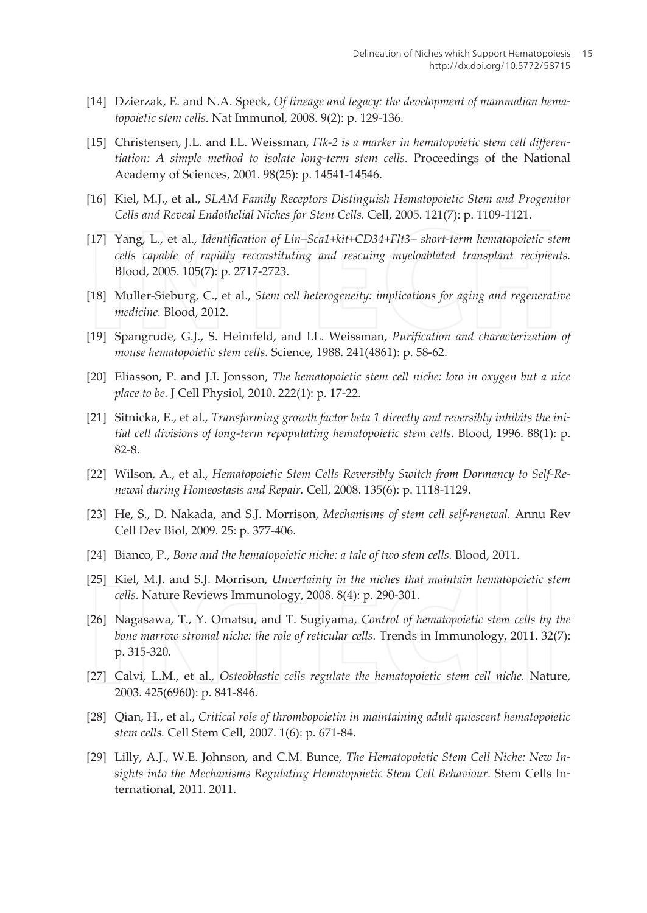[14] Dzierzak, E. and N.A. Speck, *Of lineage and legacy: the development of mammalian hematopoietic stem cells.* Nat Immunol, 2008. 9(2): p. 129-136.

[15] Christensen, J.L. and I.L. Weissman, *Flk-2 is a marker in hematopoietic stem cell differentiation: A simple method to isolate long-term stem cells.* Proceedings of the National Academy of Sciences, 2001. 98(25): p. 14541-14546.

[16] Kiel, M.J., et al., *SLAM Family Receptors Distinguish Hematopoietic Stem and Progenitor Cells and Reveal Endothelial Niches for Stem Cells.* Cell, 2005. 121(7): p. 1109-1121.

[17] Yang, L., et al., *Identification of Lin–Sca1+kit+CD34+Flt3– short-term hematopoietic stem cells capable of rapidly reconstituting and rescuing myeloablated transplant recipients.* Blood, 2005. 105(7): p. 2717-2723.

[18] Muller-Sieburg, C., et al., *Stem cell heterogeneity: implications for aging and regenerative medicine.* Blood, 2012.

[19] Spangrude, G.J., S. Heimfeld, and I.L. Weissman, *Purification and characterization of mouse hematopoietic stem cells.* Science, 1988. 241(4861): p. 58-62.

[20] Eliasson, P. and J.I. Jonsson, *The hematopoietic stem cell niche: low in oxygen but a nice place to be.* J Cell Physiol, 2010. 222(1): p. 17-22.

[21] Sitnicka, E., et al., *Transforming growth factor beta 1 directly and reversibly inhibits the initial cell divisions of long-term repopulating hematopoietic stem cells.* Blood, 1996. 88(1): p. 82-8.

[22] Wilson, A., et al., *Hematopoietic Stem Cells Reversibly Switch from Dormancy to Self-Renewal during Homeostasis and Repair.* Cell, 2008. 135(6): p. 1118-1129.

[23] He, S., D. Nakada, and S.J. Morrison, *Mechanisms of stem cell self-renewal.* Annu Rev Cell Dev Biol, 2009. 25: p. 377-406.

[24] Bianco, P., *Bone and the hematopoietic niche: a tale of two stem cells.* Blood, 2011.

[25] Kiel, M.J. and S.J. Morrison, *Uncertainty in the niches that maintain hematopoietic stem cells.* Nature Reviews Immunology, 2008. 8(4): p. 290-301.

[26] Nagasawa, T., Y. Omatsu, and T. Sugiyama, *Control of hematopoietic stem cells by the bone marrow stromal niche: the role of reticular cells.* Trends in Immunology, 2011. 32(7): p. 315-320.

[27] Calvi, L.M., et al., *Osteoblastic cells regulate the hematopoietic stem cell niche.* Nature, 2003. 425(6960): p. 841-846.

[28] Qian, H., et al., *Critical role of thrombopoietin in maintaining adult quiescent hematopoietic stem cells.* Cell Stem Cell, 2007. 1(6): p. 671-84.

[29] Lilly, A.J., W.E. Johnson, and C.M. Bunce, *The Hematopoietic Stem Cell Niche: New Insights into the Mechanisms Regulating Hematopoietic Stem Cell Behaviour.* Stem Cells International, 2011. 2011.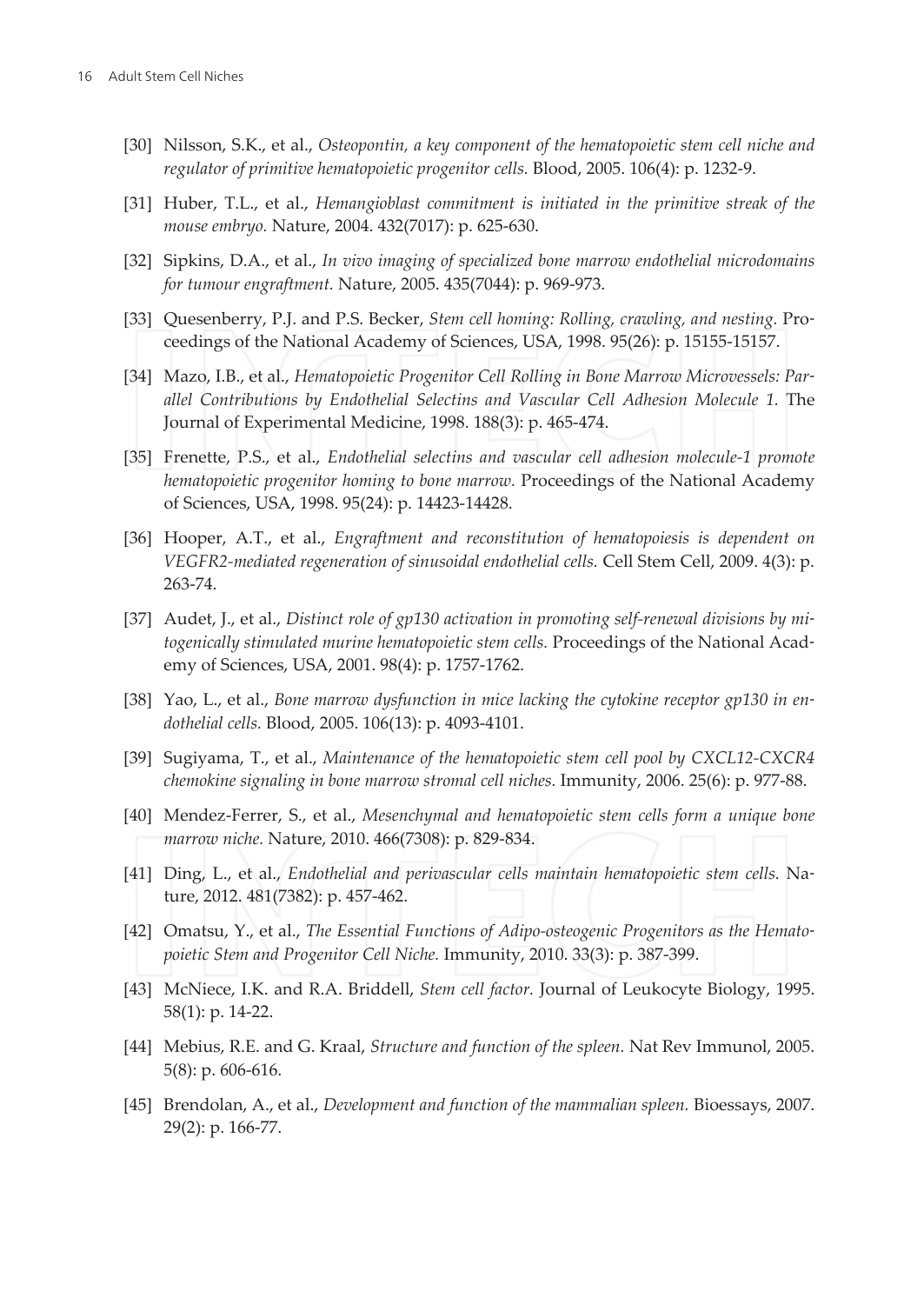[30] Nilsson, S.K., et al., *Osteopontin, a key component of the hematopoietic stem cell niche and regulator of primitive hematopoietic progenitor cells.* Blood, 2005. 106(4): p. 1232-9.

[31] Huber, T.L., et al., *Hemangioblast commitment is initiated in the primitive streak of the mouse embryo.* Nature, 2004. 432(7017): p. 625-630.

[32] Sipkins, D.A., et al., *In vivo imaging of specialized bone marrow endothelial microdomains for tumour engraftment.* Nature, 2005. 435(7044): p. 969-973.

[33] Quesenberry, P.J. and P.S. Becker, *Stem cell homing: Rolling, crawling, and nesting.* Proceedings of the National Academy of Sciences, USA, 1998. 95(26): p. 15155-15157.

[34] Mazo, I.B., et al., *Hematopoietic Progenitor Cell Rolling in Bone Marrow Microvessels: Parallel Contributions by Endothelial Selectins and Vascular Cell Adhesion Molecule 1.* The Journal of Experimental Medicine, 1998. 188(3): p. 465-474.

[35] Frenette, P.S., et al., *Endothelial selectins and vascular cell adhesion molecule-1 promote hematopoietic progenitor homing to bone marrow.* Proceedings of the National Academy of Sciences, USA, 1998. 95(24): p. 14423-14428.

[36] Hooper, A.T., et al., *Engraftment and reconstitution of hematopoiesis is dependent on VEGFR2-mediated regeneration of sinusoidal endothelial cells.* Cell Stem Cell, 2009. 4(3): p. 263-74.

[37] Audet, J., et al., *Distinct role of gp130 activation in promoting self-renewal divisions by mitogenically stimulated murine hematopoietic stem cells.* Proceedings of the National Academy of Sciences, USA, 2001. 98(4): p. 1757-1762.

[38] Yao, L., et al., *Bone marrow dysfunction in mice lacking the cytokine receptor gp130 in endothelial cells.* Blood, 2005. 106(13): p. 4093-4101.

[39] Sugiyama, T., et al., *Maintenance of the hematopoietic stem cell pool by CXCL12-CXCR4 chemokine signaling in bone marrow stromal cell niches.* Immunity, 2006. 25(6): p. 977-88.

[40] Mendez-Ferrer, S., et al., *Mesenchymal and hematopoietic stem cells form a unique bone marrow niche.* Nature, 2010. 466(7308): p. 829-834.

[41] Ding, L., et al., *Endothelial and perivascular cells maintain hematopoietic stem cells.* Nature, 2012. 481(7382): p. 457-462.

[42] Omatsu, Y., et al., *The Essential Functions of Adipo-osteogenic Progenitors as the Hematopoietic Stem and Progenitor Cell Niche.* Immunity, 2010. 33(3): p. 387-399.

[43] McNiece, I.K. and R.A. Briddell, *Stem cell factor.* Journal of Leukocyte Biology, 1995. 58(1): p. 14-22.

[44] Mebius, R.E. and G. Kraal, *Structure and function of the spleen.* Nat Rev Immunol, 2005. 5(8): p. 606-616.

[45] Brendolan, A., et al., *Development and function of the mammalian spleen.* Bioessays, 2007. 29(2): p. 166-77.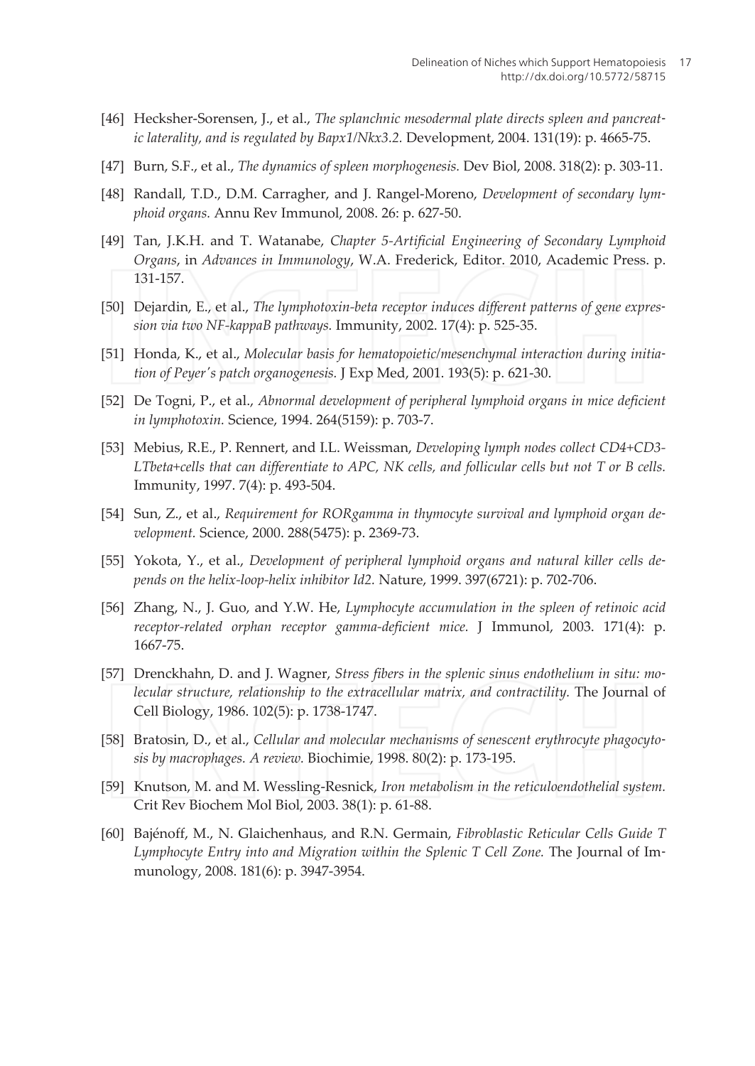[46] Hecksher-Sorensen, J., et al., *The splanchnic mesodermal plate directs spleen and pancreatic laterality, and is regulated by Bapx1/Nkx3.2.* Development, 2004. 131(19): p. 4665-75.

[47] Burn, S.F., et al., *The dynamics of spleen morphogenesis.* Dev Biol, 2008. 318(2): p. 303-11.

[48] Randall, T.D., D.M. Carragher, and J. Rangel-Moreno, *Development of secondary lymphoid organs.* Annu Rev Immunol, 2008. 26: p. 627-50.

[49] Tan, J.K.H. and T. Watanabe, *Chapter 5-Artificial Engineering of Secondary Lymphoid Organs*, in *Advances in Immunology*, W.A. Frederick, Editor. 2010, Academic Press. p. 131-157.

[50] Dejardin, E., et al., *The lymphotoxin-beta receptor induces different patterns of gene expression via two NF-kappaB pathways.* Immunity, 2002. 17(4): p. 525-35.

[51] Honda, K., et al., *Molecular basis for hematopoietic/mesenchymal interaction during initiation of Peyer's patch organogenesis.* J Exp Med, 2001. 193(5): p. 621-30.

[52] De Togni, P., et al., *Abnormal development of peripheral lymphoid organs in mice deficient in lymphotoxin.* Science, 1994. 264(5159): p. 703-7.

[53] Mebius, R.E., P. Rennert, and I.L. Weissman, *Developing lymph nodes collect CD4+CD3-LTbeta+cells that can differentiate to APC, NK cells, and follicular cells but not T or B cells.* Immunity, 1997. 7(4): p. 493-504.

[54] Sun, Z., et al., *Requirement for RORgamma in thymocyte survival and lymphoid organ development.* Science, 2000. 288(5475): p. 2369-73.

[55] Yokota, Y., et al., *Development of peripheral lymphoid organs and natural killer cells depends on the helix-loop-helix inhibitor Id2.* Nature, 1999. 397(6721): p. 702-706.

[56] Zhang, N., J. Guo, and Y.W. He, *Lymphocyte accumulation in the spleen of retinoic acid receptor-related orphan receptor gamma-deficient mice.* J Immunol, 2003. 171(4): p. 1667-75.

[57] Drenckhahn, D. and J. Wagner, *Stress fibers in the splenic sinus endothelium in situ: molecular structure, relationship to the extracellular matrix, and contractility.* The Journal of Cell Biology, 1986. 102(5): p. 1738-1747.

[58] Bratosin, D., et al., *Cellular and molecular mechanisms of senescent erythrocyte phagocytosis by macrophages. A review.* Biochimie, 1998. 80(2): p. 173-195.

[59] Knutson, M. and M. Wessling-Resnick, *Iron metabolism in the reticuloendothelial system.* Crit Rev Biochem Mol Biol, 2003. 38(1): p. 61-88.

[60] Bajénoff, M., N. Glaichenhaus, and R.N. Germain, *Fibroblastic Reticular Cells Guide T Lymphocyte Entry into and Migration within the Splenic T Cell Zone.* The Journal of Immunology, 2008. 181(6): p. 3947-3954.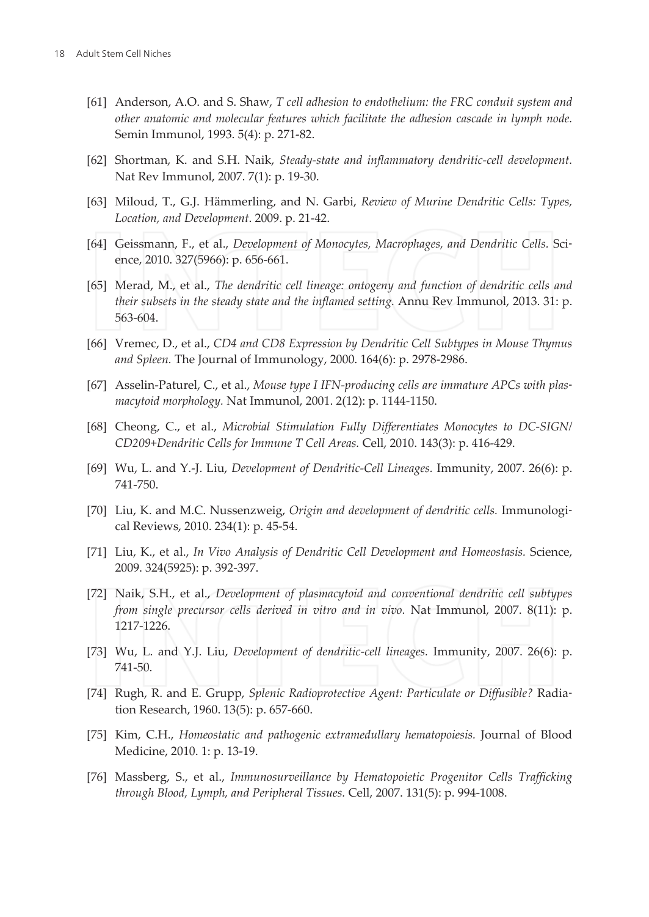[61] Anderson, A.O. and S. Shaw, *T cell adhesion to endothelium: the FRC conduit system and other anatomic and molecular features which facilitate the adhesion cascade in lymph node.* Semin Immunol, 1993. 5(4): p. 271-82.

[62] Shortman, K. and S.H. Naik, *Steady-state and inflammatory dendritic-cell development.* Nat Rev Immunol, 2007. 7(1): p. 19-30.

[63] Miloud, T., G.J. Hämmerling, and N. Garbi, *Review of Murine Dendritic Cells: Types, Location, and Development*. 2009. p. 21-42.

[64] Geissmann, F., et al., *Development of Monocytes, Macrophages, and Dendritic Cells.* Science, 2010. 327(5966): p. 656-661.

[65] Merad, M., et al., *The dendritic cell lineage: ontogeny and function of dendritic cells and their subsets in the steady state and the inflamed setting.* Annu Rev Immunol, 2013. 31: p. 563-604.

[66] Vremec, D., et al., *CD4 and CD8 Expression by Dendritic Cell Subtypes in Mouse Thymus and Spleen.* The Journal of Immunology, 2000. 164(6): p. 2978-2986.

[67] Asselin-Paturel, C., et al., *Mouse type I IFN-producing cells are immature APCs with plasmacytoid morphology.* Nat Immunol, 2001. 2(12): p. 1144-1150.

[68] Cheong, C., et al., *Microbial Stimulation Fully Differentiates Monocytes to DC-SIGN/CD209+Dendritic Cells for Immune T Cell Areas.* Cell, 2010. 143(3): p. 416-429.

[69] Wu, L. and Y.-J. Liu, *Development of Dendritic-Cell Lineages.* Immunity, 2007. 26(6): p. 741-750.

[70] Liu, K. and M.C. Nussenzweig, *Origin and development of dendritic cells.* Immunological Reviews, 2010. 234(1): p. 45-54.

[71] Liu, K., et al., *In Vivo Analysis of Dendritic Cell Development and Homeostasis.* Science, 2009. 324(5925): p. 392-397.

[72] Naik, S.H., et al., *Development of plasmacytoid and conventional dendritic cell subtypes from single precursor cells derived in vitro and in vivo.* Nat Immunol, 2007. 8(11): p. 1217-1226.

[73] Wu, L. and Y.J. Liu, *Development of dendritic-cell lineages.* Immunity, 2007. 26(6): p. 741-50.

[74] Rugh, R. and E. Grupp, *Splenic Radioprotective Agent: Particulate or Diffusible?* Radiation Research, 1960. 13(5): p. 657-660.

[75] Kim, C.H., *Homeostatic and pathogenic extramedullary hematopoiesis.* Journal of Blood Medicine, 2010. 1: p. 13-19.

[76] Massberg, S., et al., *Immunosurveillance by Hematopoietic Progenitor Cells Trafficking through Blood, Lymph, and Peripheral Tissues.* Cell, 2007. 131(5): p. 994-1008.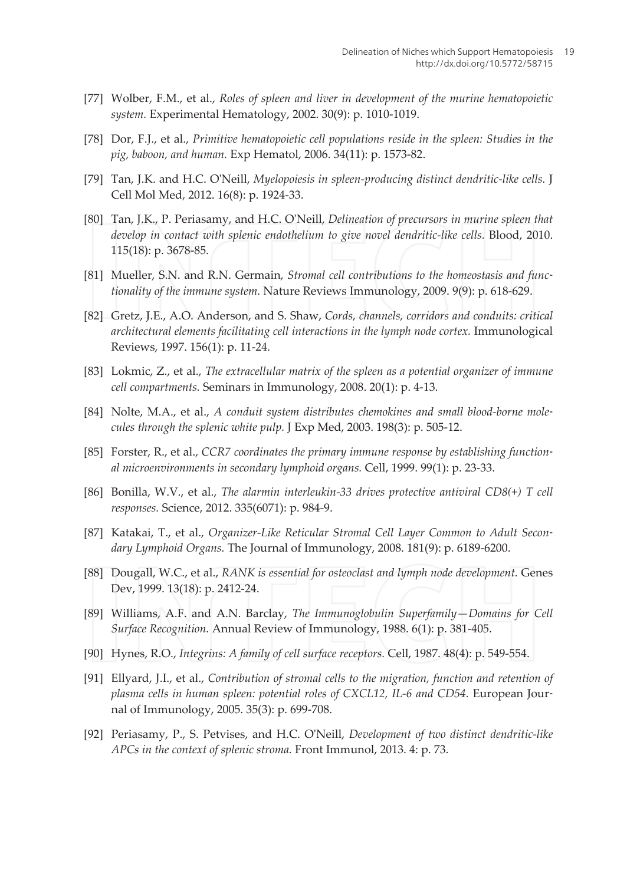[77] Wolber, F.M., et al., *Roles of spleen and liver in development of the murine hematopoietic system.* Experimental Hematology, 2002. 30(9): p. 1010-1019.

[78] Dor, F.J., et al., *Primitive hematopoietic cell populations reside in the spleen: Studies in the pig, baboon, and human.* Exp Hematol, 2006. 34(11): p. 1573-82.

[79] Tan, J.K. and H.C. O'Neill, *Myelopoiesis in spleen-producing distinct dendritic-like cells.* J Cell Mol Med, 2012. 16(8): p. 1924-33.

[80] Tan, J.K., P. Periasamy, and H.C. O'Neill, *Delineation of precursors in murine spleen that develop in contact with splenic endothelium to give novel dendritic-like cells.* Blood, 2010. 115(18): p. 3678-85.

[81] Mueller, S.N. and R.N. Germain, *Stromal cell contributions to the homeostasis and functionality of the immune system.* Nature Reviews Immunology, 2009. 9(9): p. 618-629.

[82] Gretz, J.E., A.O. Anderson, and S. Shaw, *Cords, channels, corridors and conduits: critical architectural elements facilitating cell interactions in the lymph node cortex.* Immunological Reviews, 1997. 156(1): p. 11-24.

[83] Lokmic, Z., et al., *The extracellular matrix of the spleen as a potential organizer of immune cell compartments.* Seminars in Immunology, 2008. 20(1): p. 4-13.

[84] Nolte, M.A., et al., *A conduit system distributes chemokines and small blood-borne molecules through the splenic white pulp.* J Exp Med, 2003. 198(3): p. 505-12.

[85] Forster, R., et al., *CCR7 coordinates the primary immune response by establishing functional microenvironments in secondary lymphoid organs.* Cell, 1999. 99(1): p. 23-33.

[86] Bonilla, W.V., et al., *The alarmin interleukin-33 drives protective antiviral CD8(+) T cell responses.* Science, 2012. 335(6071): p. 984-9.

[87] Katakai, T., et al., *Organizer-Like Reticular Stromal Cell Layer Common to Adult Secondary Lymphoid Organs.* The Journal of Immunology, 2008. 181(9): p. 6189-6200.

[88] Dougall, W.C., et al., *RANK is essential for osteoclast and lymph node development.* Genes Dev, 1999. 13(18): p. 2412-24.

[89] Williams, A.F. and A.N. Barclay, *The Immunoglobulin Superfamily—Domains for Cell Surface Recognition.* Annual Review of Immunology, 1988. 6(1): p. 381-405.

[90] Hynes, R.O., *Integrins: A family of cell surface receptors.* Cell, 1987. 48(4): p. 549-554.

[91] Ellyard, J.I., et al., *Contribution of stromal cells to the migration, function and retention of plasma cells in human spleen: potential roles of CXCL12, IL-6 and CD54.* European Journal of Immunology, 2005. 35(3): p. 699-708.

[92] Periasamy, P., S. Petvises, and H.C. O'Neill, *Development of two distinct dendritic-like APCs in the context of splenic stroma.* Front Immunol, 2013. 4: p. 73.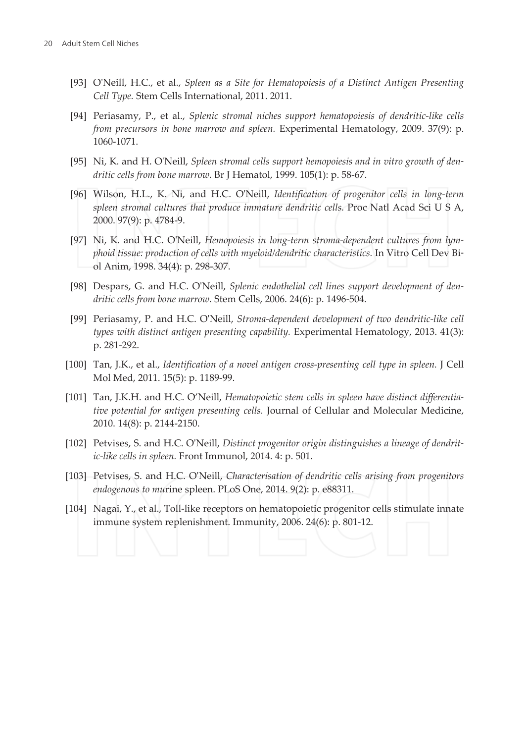[93] O'Neill, H.C., et al., *Spleen as a Site for Hematopoiesis of a Distinct Antigen Presenting Cell Type.* Stem Cells International, 2011. 2011.

[94] Periasamy, P., et al., *Splenic stromal niches support hematopoiesis of dendritic-like cells from precursors in bone marrow and spleen.* Experimental Hematology, 2009. 37(9): p. 1060-1071.

[95] Ni, K. and H. O'Neill, *Spleen stromal cells support hemopoiesis and in vitro growth of dendritic cells from bone marrow.* Br J Hematol, 1999. 105(1): p. 58-67.

[96] Wilson, H.L., K. Ni, and H.C. O'Neill, *Identification of progenitor cells in long-term spleen stromal cultures that produce immature dendritic cells.* Proc Natl Acad Sci U S A, 2000. 97(9): p. 4784-9.

[97] Ni, K. and H.C. O'Neill, *Hemopoiesis in long-term stroma-dependent cultures from lymphoid tissue: production of cells with myeloid/dendritic characteristics.* In Vitro Cell Dev Biol Anim, 1998. 34(4): p. 298-307.

[98] Despars, G. and H.C. O'Neill, *Splenic endothelial cell lines support development of dendritic cells from bone marrow.* Stem Cells, 2006. 24(6): p. 1496-504.

[99] Periasamy, P. and H.C. O'Neill, *Stroma-dependent development of two dendritic-like cell types with distinct antigen presenting capability.* Experimental Hematology, 2013. 41(3): p. 281-292.

[100] Tan, J.K., et al., *Identification of a novel antigen cross-presenting cell type in spleen.* J Cell Mol Med, 2011. 15(5): p. 1189-99.

[101] Tan, J.K.H. and H.C. O'Neill, *Hematopoietic stem cells in spleen have distinct differentiative potential for antigen presenting cells.* Journal of Cellular and Molecular Medicine, 2010. 14(8): p. 2144-2150.

[102] Petvises, S. and H.C. O'Neill, *Distinct progenitor origin distinguishes a lineage of dendritic-like cells in spleen.* Front Immunol, 2014. 4: p. 501.

[103] Petvises, S. and H.C. O'Neill, *Characterisation of dendritic cells arising from progenitors endogenous to mu*rine spleen. PLoS One, 2014. 9(2): p. e88311.

[104] Nagai, Y., et al., Toll-like receptors on hematopoietic progenitor cells stimulate innate immune system replenishment. Immunity, 2006. 24(6): p. 801-12.